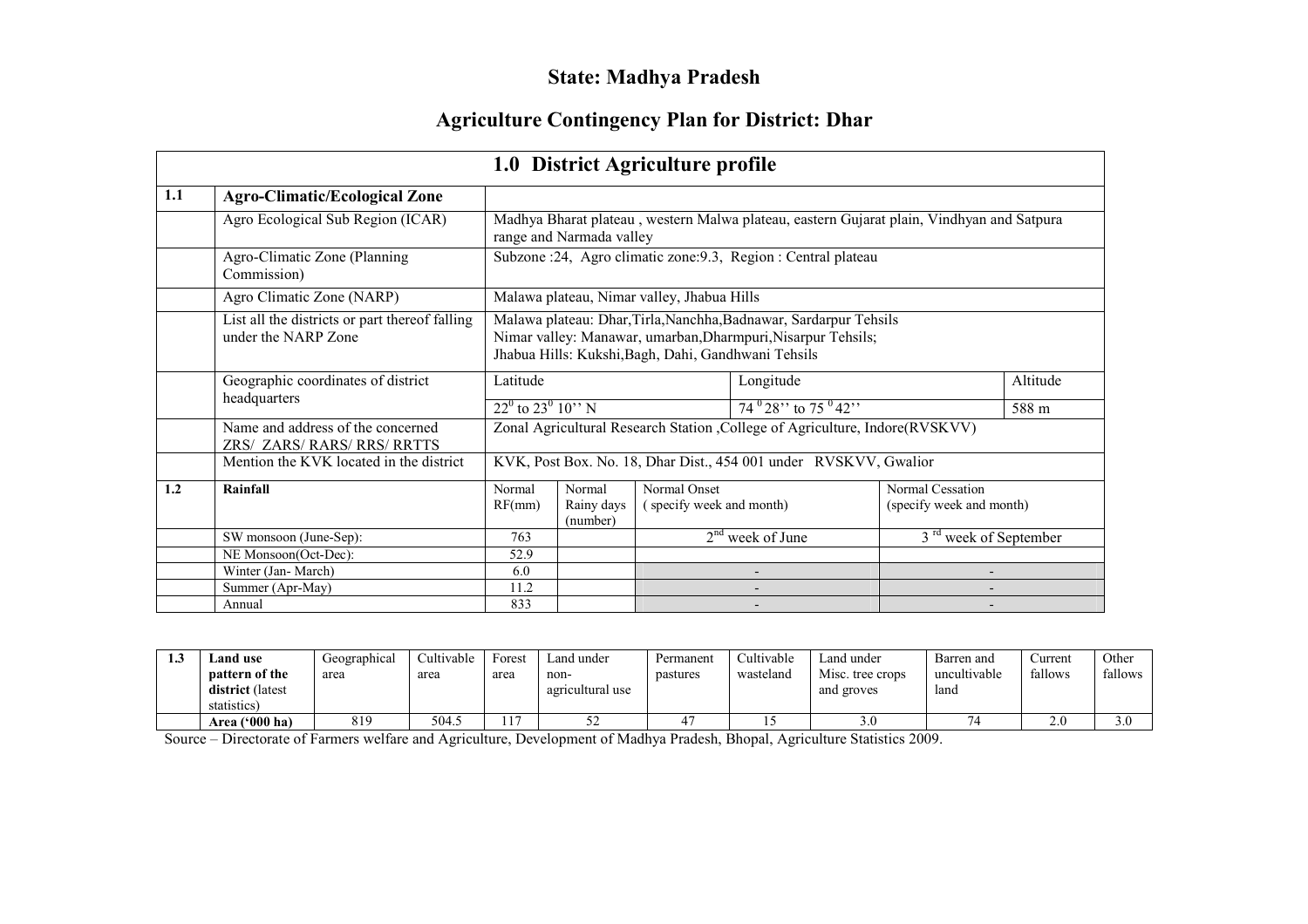# State: Madhya Pradesh

## Agriculture Contingency Plan for District: Dhar

| 1.0 District Agriculture profile | | | | | | |
|---|---|---|---|---|---|---|
| **1.1** | **Agro-Climatic/Ecological Zone** | | | | | |
| | Agro Ecological Sub Region (ICAR) | Madhya Bharat plateau , western Malwa plateau, eastern Gujarat plain, Vindhyan and Satpura range and Narmada valley | | | | |
| | Agro-Climatic Zone (Planning Commission) | Subzone :24, Agro climatic zone:9.3, Region : Central plateau | | | | |
| | Agro Climatic Zone (NARP) | Malawa plateau, Nimar valley, Jhabua Hills | | | | |
| | List all the districts or part thereof falling under the NARP Zone | Malawa plateau: Dhar,Tirla,Nanchha,Badnawar, Sardarpur Tehsils<br>Nimar valley: Manawar, umarban,Dharmpuri,Nisarpur Tehsils;<br>Jhabua Hills: Kukshi,Bagh, Dahi, Gandhwani Tehsils | | | | |
| | Geographic coordinates of district headquarters | Latitude | | Longitude | | Altitude |
| | | $22^0$ to $23^0$ 10'' N | | $74^0$28'' to $75^0$42'' | | 588 m |
| | Name and address of the concerned ZRS/ ZARS/ RARS/ RRS/ RRTTS | Zonal Agricultural Research Station ,College of Agriculture, Indore(RVSKVV) | | | | |
| | Mention the KVK located in the district | KVK, Post Box. No. 18, Dhar Dist., 454 001 under RVSKVV, Gwalior | | | | |
| **1.2** | **Rainfall** | Normal RF(mm) | Normal Rainy days (number) | Normal Onset ( specify week and month) | | Normal Cessation (specify week and month) |
| | SW monsoon (June-Sep): | 763 | | 2nd week of June | | 3 rd week of September |
| | NE Monsoon(Oct-Dec): | 52.9 | | | | |
| | Winter (Jan- March) | 6.0 | | - | | - |
| | Summer (Apr-May) | 11.2 | | - | | - |
| | Annual | 833 | | - | | - |

| 1.3 | Land use pattern of the district (latest statistics) | Geographical area | Cultivable area | Forest area | Land under non-agricultural use | Permanent pastures | Cultivable wasteland | Land under Misc. tree crops and groves | Barren and uncultivable land | Current fallows | Other fallows |
|---|---|---|---|---|---|---|---|---|---|---|---|
| | **Area ('000 ha)** | 819 | 504.5 | 117 | 52 | 47 | 15 | 3.0 | 74 | 2.0 | 3.0 |

Source – Directorate of Farmers welfare and Agriculture, Development of Madhya Pradesh, Bhopal, Agriculture Statistics 2009.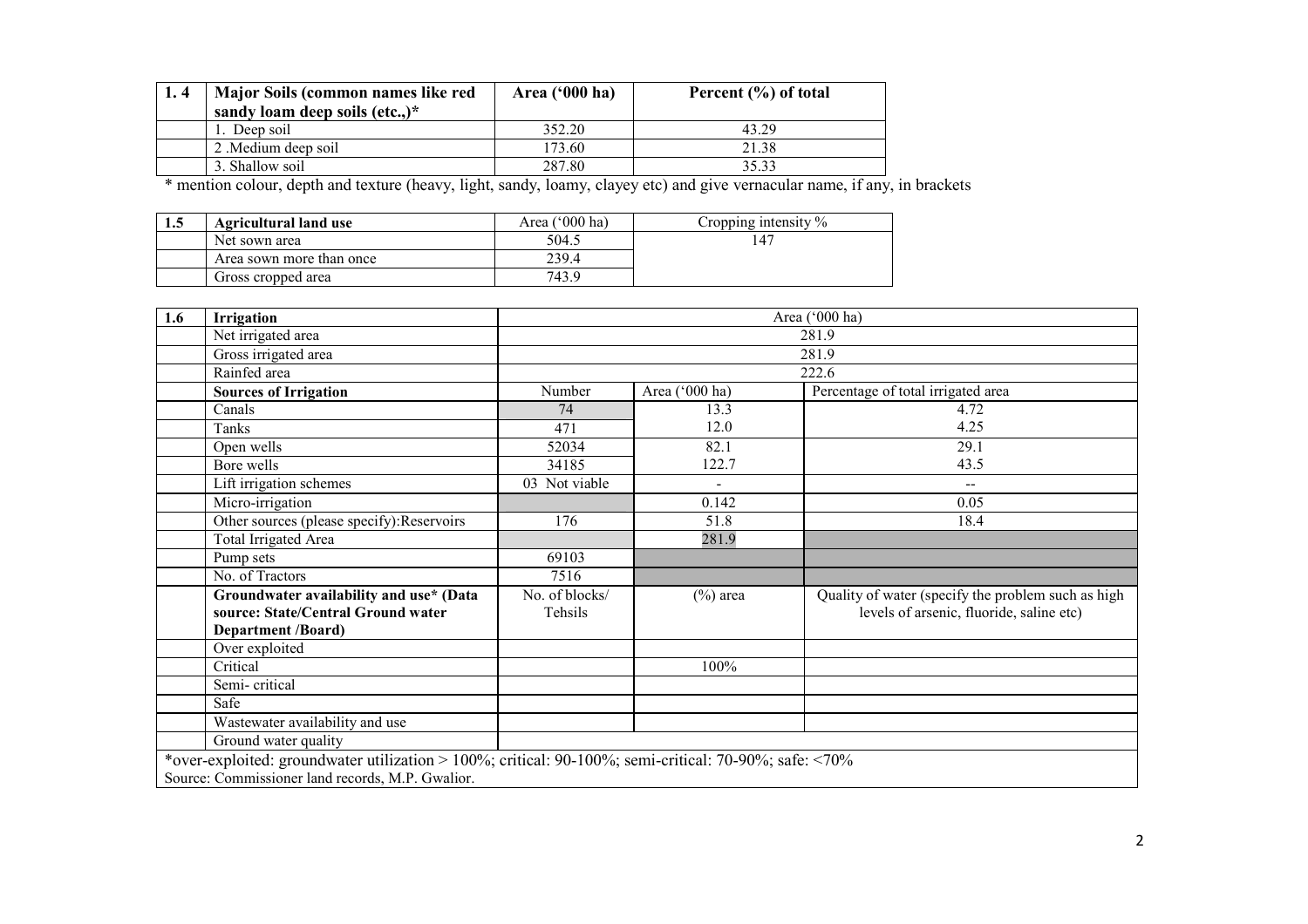| 1. 4 | Major Soils (common names like red sandy loam deep soils (etc.,)* | Area ('000 ha) | Percent (%) of total |
|---|---|---|---|
| | 1. Deep soil | 352.20 | 43.29 |
| | 2 .Medium deep soil | 173.60 | 21.38 |
| | 3. Shallow soil | 287.80 | 35.33 |

* mention colour, depth and texture (heavy, light, sandy, loamy, clayey etc) and give vernacular name, if any, in brackets

| 1.5 | Agricultural land use | Area ('000 ha) | Cropping intensity % |
|---|---|---|---|
| | Net sown area | 504.5 | 147 |
| | Area sown more than once | 239.4 | |
| | Gross cropped area | 743.9 | |

| 1.6 | Irrigation | Area ('000 ha) | | |
|---|---|---|---|---|
| | Net irrigated area | 281.9 | | |
| | Gross irrigated area | 281.9 | | |
| | Rainfed area | 222.6 | | |
| | **Sources of Irrigation** | Number | Area ('000 ha) | Percentage of total irrigated area |
| | Canals | 74 | 13.3 | 4.72 |
| | Tanks | 471 | 12.0 | 4.25 |
| | Open wells | 52034 | 82.1 | 29.1 |
| | Bore wells | 34185 | 122.7 | 43.5 |
| | Lift irrigation schemes | 03 Not viable | - | -- |
| | Micro-irrigation | | 0.142 | 0.05 |
| | Other sources (please specify):Reservoirs | 176 | 51.8 | 18.4 |
| | Total Irrigated Area | | 281.9 | |
| | Pump sets | 69103 | | |
| | No. of Tractors | 7516 | | |
| | **Groundwater availability and use* (Data source: State/Central Ground water Department /Board)** | No. of blocks/ Tehsils | (%) area | Quality of water (specify the problem such as high levels of arsenic, fluoride, saline etc) |
| | Over exploited | | | |
| | Critical | | 100% | |
| | Semi- critical | | | |
| | Safe | | | |
| | Wastewater availability and use | | | |
| | Ground water quality | | | |

*over-exploited: groundwater utilization > 100%; critical: 90-100%; semi-critical: 70-90%; safe: <70%

Source: Commissioner land records, M.P. Gwalior.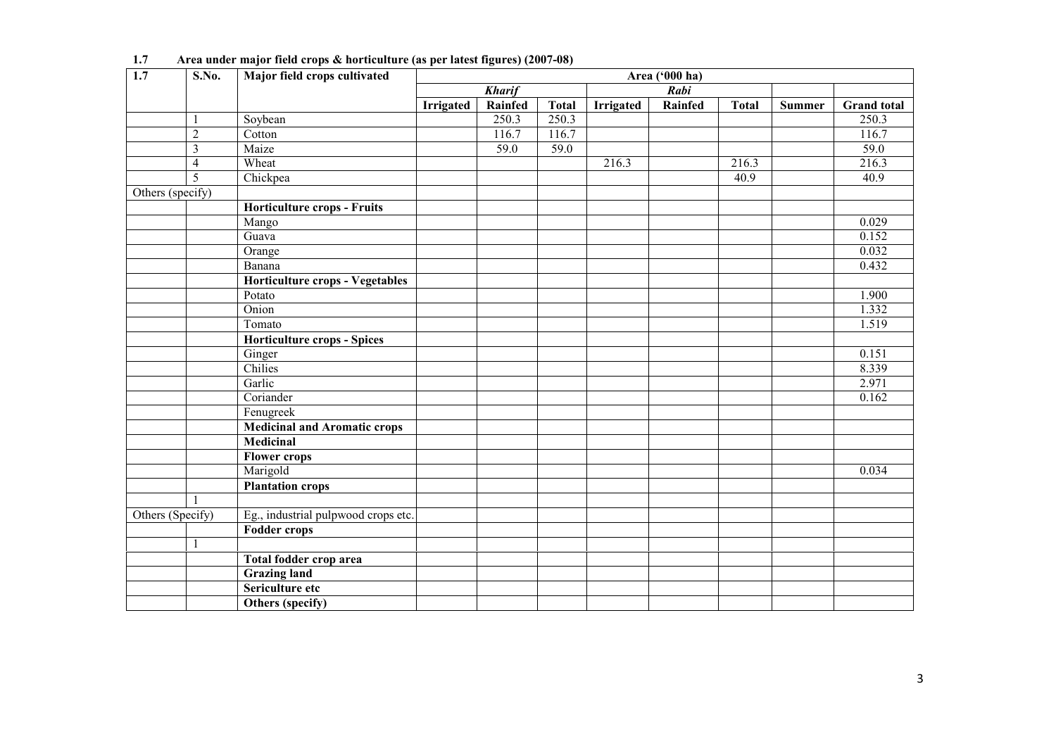**1.7 Area under major field crops & horticulture (as per latest figures) (2007-08)**

| 1.7 | S.No. | Major field crops cultivated | Area ('000 ha) | | | | | | | |
|---|---|---|---|---|---|---|---|---|---|---|
| | | | *Kharif* | | | *Rabi* | | | | |
| | | | **Irrigated** | **Rainfed** | **Total** | **Irrigated** | **Rainfed** | **Total** | **Summer** | **Grand total** |
| | 1 | Soybean | | 250.3 | 250.3 | | | | | 250.3 |
| | 2 | Cotton | | 116.7 | 116.7 | | | | | 116.7 |
| | 3 | Maize | | 59.0 | 59.0 | | | | | 59.0 |
| | 4 | Wheat | | | | 216.3 | | 216.3 | | 216.3 |
| | 5 | Chickpea | | | | | | 40.9 | | 40.9 |
| Others (specify) | | | | | | | | | | |
| | | **Horticulture crops - Fruits** | | | | | | | | |
| | | Mango | | | | | | | | 0.029 |
| | | Guava | | | | | | | | 0.152 |
| | | Orange | | | | | | | | 0.032 |
| | | Banana | | | | | | | | 0.432 |
| | | **Horticulture crops - Vegetables** | | | | | | | | |
| | | Potato | | | | | | | | 1.900 |
| | | Onion | | | | | | | | 1.332 |
| | | Tomato | | | | | | | | 1.519 |
| | | **Horticulture crops - Spices** | | | | | | | | |
| | | Ginger | | | | | | | | 0.151 |
| | | Chilies | | | | | | | | 8.339 |
| | | Garlic | | | | | | | | 2.971 |
| | | Coriander | | | | | | | | 0.162 |
| | | Fenugreek | | | | | | | | |
| | | **Medicinal and Aromatic crops** | | | | | | | | |
| | | **Medicinal** | | | | | | | | |
| | | **Flower crops** | | | | | | | | |
| | | Marigold | | | | | | | | 0.034 |
| | | **Plantation crops** | | | | | | | | |
| | 1 | | | | | | | | | |
| Others (Specify) | | Eg., industrial pulpwood crops etc. | | | | | | | | |
| | | **Fodder crops** | | | | | | | | |
| | 1 | | | | | | | | | |
| | | **Total fodder crop area** | | | | | | | | |
| | | **Grazing land** | | | | | | | | |
| | | **Sericulture etc** | | | | | | | | |
| | | **Others (specify)** | | | | | | | | |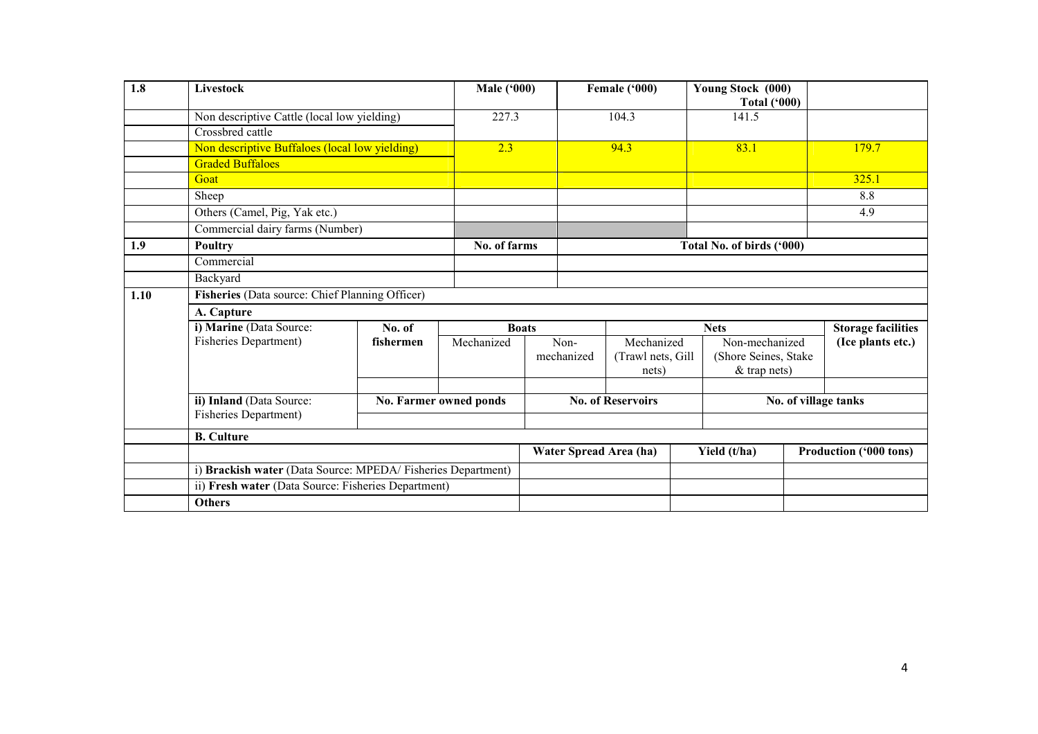| 1.8 | Livestock | Male ('000) | Female ('000) | Young Stock (000) Total ('000) | |
|---|---|---|---|---|---|
| | Non descriptive Cattle (local low yielding) | 227.3 | 104.3 | 141.5 | |
| | Crossbred cattle | | | | |
| | Non descriptive Buffaloes (local low yielding) | 2.3 | 94.3 | 83.1 | 179.7 |
| | Graded Buffaloes | | | | |
| | Goat | | | | 325.1 |
| | Sheep | | | | 8.8 |
| | Others (Camel, Pig, Yak etc.) | | | | 4.9 |
| | Commercial dairy farms (Number) | | | | |
| **1.9** | **Poultry** | **No. of farms** | **Total No. of birds ('000)** | | |
| | Commercial | | | | |
| | Backyard | | | | |

| 1.10 | Fisheries (Data source: Chief Planning Officer) | | | | | | | |
|---|---|---|---|---|---|---|---|---|
| | **A. Capture** | | | | | | | |
| | **i) Marine** (Data Source: Fisheries Department) | **No. of fishermen** | **Boats** | | **Nets** | | **Storage facilities (Ice plants etc.)** | |
| | | | Mechanized | Non-mechanized | Mechanized (Trawl nets, Gill nets) | Non-mechanized (Shore Seines, Stake & trap nets) | | |
| | | | | | | | | |
| | **ii) Inland** (Data Source: Fisheries Department) | **No. Farmer owned ponds** | | **No. of Reservoirs** | | **No. of village tanks** | | |
| | | | | | | | | |

| | **B. Culture** | | | |
|---|---|---|---|---|
| | | **Water Spread Area (ha)** | **Yield (t/ha)** | **Production ('000 tons)** |
| | i) **Brackish water** (Data Source: MPEDA/ Fisheries Department) | | | |
| | ii) **Fresh water** (Data Source: Fisheries Department) | | | |
| | **Others** | | | |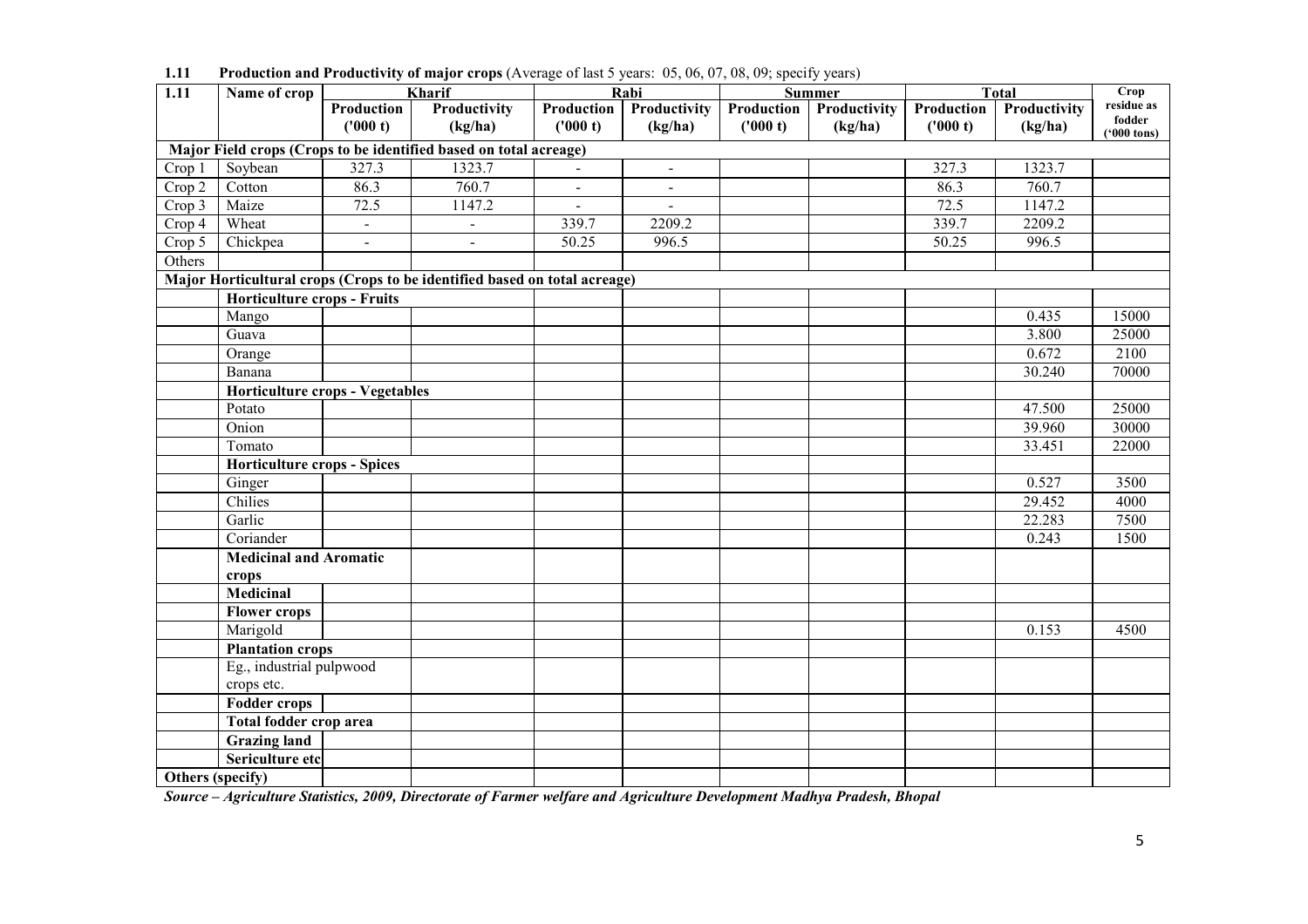**1.11 Production and Productivity of major crops** (Average of last 5 years: 05, 06, 07, 08, 09; specify years)

| 1.11 | Name of crop | Kharif | | Rabi | | Summer | | Total | | Crop residue as fodder ('000 tons) |
|---|---|---|---|---|---|---|---|---|---|---|
| | | Production ('000 t) | Productivity (kg/ha) | Production ('000 t) | Productivity (kg/ha) | Production ('000 t) | Productivity (kg/ha) | Production ('000 t) | Productivity (kg/ha) | |
| **Major Field crops (Crops to be identified based on total acreage)** | | | | | | | | | | |
| Crop 1 | Soybean | 327.3 | 1323.7 | - | - | | | 327.3 | 1323.7 | |
| Crop 2 | Cotton | 86.3 | 760.7 | - | - | | | 86.3 | 760.7 | |
| Crop 3 | Maize | 72.5 | 1147.2 | - | - | | | 72.5 | 1147.2 | |
| Crop 4 | Wheat | - | - | 339.7 | 2209.2 | | | 339.7 | 2209.2 | |
| Crop 5 | Chickpea | - | - | 50.25 | 996.5 | | | 50.25 | 996.5 | |
| Others | | | | | | | | | | |
| **Major Horticultural crops (Crops to be identified based on total acreage)** | | | | | | | | | | |
| | **Horticulture crops - Fruits** | | | | | | | | | |
| | Mango | | | | | | | | 0.435 | 15000 |
| | Guava | | | | | | | | 3.800 | 25000 |
| | Orange | | | | | | | | 0.672 | 2100 |
| | Banana | | | | | | | | 30.240 | 70000 |
| | **Horticulture crops - Vegetables** | | | | | | | | | |
| | Potato | | | | | | | | 47.500 | 25000 |
| | Onion | | | | | | | | 39.960 | 30000 |
| | Tomato | | | | | | | | 33.451 | 22000 |
| | **Horticulture crops - Spices** | | | | | | | | | |
| | Ginger | | | | | | | | 0.527 | 3500 |
| | Chilies | | | | | | | | 29.452 | 4000 |
| | Garlic | | | | | | | | 22.283 | 7500 |
| | Coriander | | | | | | | | 0.243 | 1500 |
| | **Medicinal and Aromatic crops** | | | | | | | | | |
| | **Medicinal** | | | | | | | | | |
| | **Flower crops** | | | | | | | | | |
| | Marigold | | | | | | | | 0.153 | 4500 |
| | **Plantation crops** | | | | | | | | | |
| | Eg., industrial pulpwood crops etc. | | | | | | | | | |
| | **Fodder crops** | | | | | | | | | |
| | **Total fodder crop area** | | | | | | | | | |
| | **Grazing land** | | | | | | | | | |
| | **Sericulture etc** | | | | | | | | | |
| **Others (specify)** | | | | | | | | | | |

***Source – Agriculture Statistics, 2009, Directorate of Farmer welfare and Agriculture Development Madhya Pradesh, Bhopal***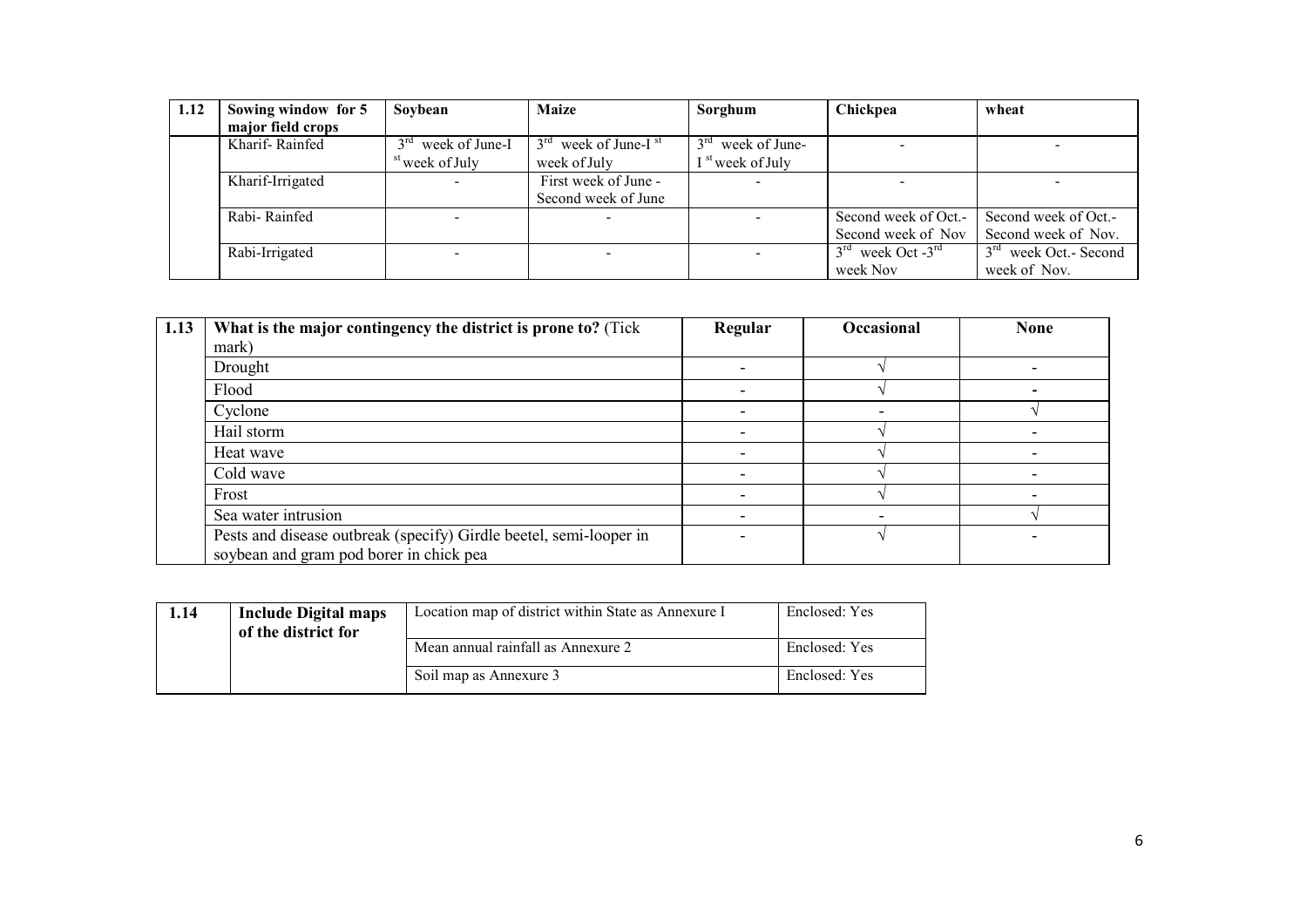| 1.12 | Sowing window for 5 major field crops | Soybean | Maize | Sorghum | Chickpea | wheat |
|---|---|---|---|---|---|---|
| | Kharif- Rainfed | $3^{rd}$ week of June-I $^{st}$ week of July | $3^{rd}$ week of June-I $^{st}$ week of July | $3^{rd}$ week of June-I $^{st}$ week of July | - | - |
| | Kharif-Irrigated | - | First week of June - Second week of June | - | - | - |
| | Rabi- Rainfed | - | - | - | Second week of Oct.- Second week of Nov | Second week of Oct.- Second week of Nov. |
| | Rabi-Irrigated | - | - | - | $3^{rd}$ week Oct -$3^{rd}$ week Nov | $3^{rd}$ week Oct.- Second week of Nov. |

| 1.13 | What is the major contingency the district is prone to? (Tick mark) | Regular | Occasional | None |
|---|---|---|---|---|
| | Drought | - | √ | - |
| | Flood | - | √ | - |
| | Cyclone | - | - | √ |
| | Hail storm | - | √ | - |
| | Heat wave | - | √ | - |
| | Cold wave | - | √ | - |
| | Frost | - | √ | - |
| | Sea water intrusion | - | - | √ |
| | Pests and disease outbreak (specify) Girdle beetel, semi-looper in soybean and gram pod borer in chick pea | - | √ | - |

| 1.14 | Include Digital maps of the district for | Location map of district within State as Annexure I | Enclosed: Yes |
|---|---|---|---|
| | | Mean annual rainfall as Annexure 2 | Enclosed: Yes |
| | | Soil map as Annexure 3 | Enclosed: Yes |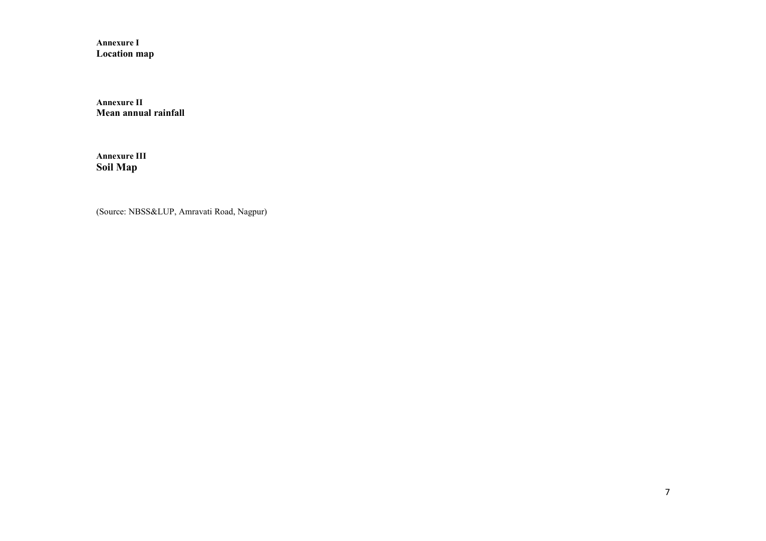**Annexure I**
**Location map**

**Annexure II**
**Mean annual rainfall**

**Annexure III**
**Soil Map**

(Source: NBSS&LUP, Amravati Road, Nagpur)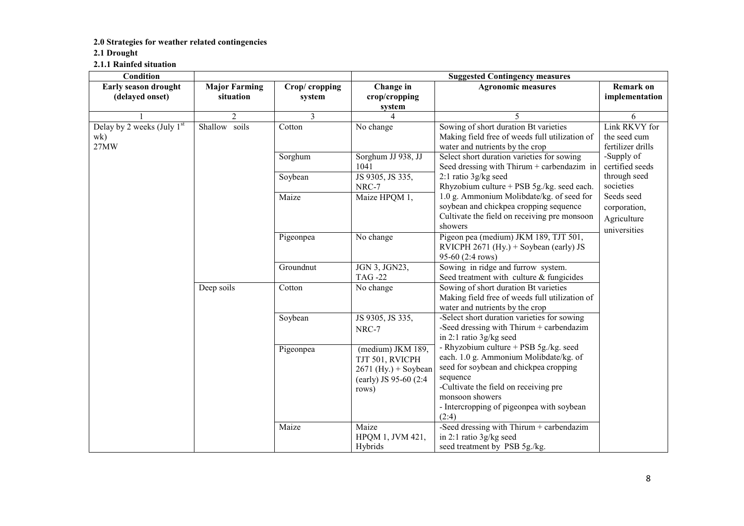**2.0 Strategies for weather related contingencies**

**2.1 Drought**

**2.1.1 Rainfed situation**

| Condition | | | Suggested Contingency measures | | |
|---|---|---|---|---|---|
| **Early season drought (delayed onset)** | **Major Farming situation** | **Crop/ cropping system** | **Change in crop/cropping system** | **Agronomic measures** | **Remark on implementation** |
| 1 | 2 | 3 | 4 | 5 | 6 |
| Delay by 2 weeks (July 1st wk) 27MW | Shallow soils | Cotton | No change | Sowing of short duration Bt varieties Making field free of weeds full utilization of water and nutrients by the crop | Link RKVY for the seed cum fertilizer drills -Supply of certified seeds through seed societies Seeds seed corporation, Agriculture universities |
| | | Sorghum | Sorghum JJ 938, JJ 1041 | Select short duration varieties for sowing Seed dressing with Thirum + carbendazim in 2:1 ratio 3g/kg seed Rhyzobium culture + PSB 5g./kg. seed each. 1.0 g. Ammonium Molibdate/kg. of seed for soybean and chickpea cropping sequence Cultivate the field on receiving pre monsoon showers | |
| | | Soybean | JS 9305, JS 335, NRC-7 | | |
| | | Maize | Maize HPQM 1, | | |
| | | Pigeonpea | No change | Pigeon pea (medium) JKM 189, TJT 501, RVICPH 2671 (Hy.) + Soybean (early) JS 95-60 (2:4 rows) | |
| | | Groundnut | JGN 3, JGN23, TAG -22 | Sowing in ridge and furrow system. Seed treatment with culture & fungicides | |
| | Deep soils | Cotton | No change | Sowing of short duration Bt varieties Making field free of weeds full utilization of water and nutrients by the crop | |
| | | Soybean | JS 9305, JS 335, NRC-7 | -Select short duration varieties for sowing -Seed dressing with Thirum + carbendazim in 2:1 ratio 3g/kg seed - Rhyzobium culture + PSB 5g./kg. seed each. 1.0 g. Ammonium Molibdate/kg. of seed for soybean and chickpea cropping sequence -Cultivate the field on receiving pre monsoon showers - Intercropping of pigeonpea with soybean (2:4) | |
| | | Pigeonpea | (medium) JKM 189, TJT 501, RVICPH 2671 (Hy.) + Soybean (early) JS 95-60 (2:4 rows) | | |
| | | Maize | Maize HPQM 1, JVM 421, Hybrids | -Seed dressing with Thirum + carbendazim in 2:1 ratio 3g/kg seed seed treatment by PSB 5g./kg. | |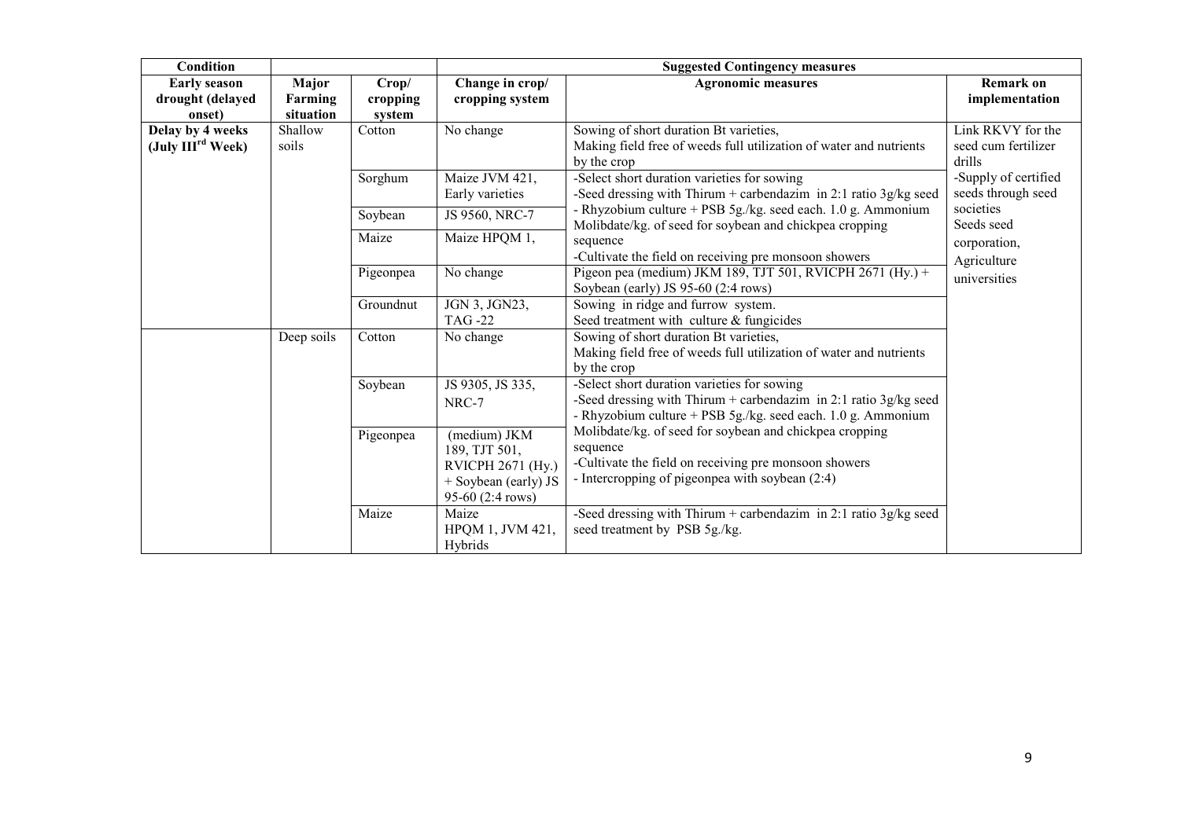| Condition | | | Suggested Contingency measures | | |
|---|---|---|---|---|---|
| **Early season drought (delayed onset)** | **Major Farming situation** | **Crop/ cropping system** | **Change in crop/ cropping system** | **Agronomic measures** | **Remark on implementation** |
| **Delay by 4 weeks (July III$^{rd}$ Week)** | Shallow soils | Cotton | No change | Sowing of short duration Bt varieties, Making field free of weeds full utilization of water and nutrients by the crop | Link RKVY for the seed cum fertilizer drills -Supply of certified seeds through seed societies Seeds seed corporation, Agriculture universities |
| | | Sorghum | Maize JVM 421, Early varieties | -Select short duration varieties for sowing -Seed dressing with Thirum + carbendazim in 2:1 ratio 3g/kg seed - Rhyzobium culture + PSB 5g./kg. seed each. 1.0 g. Ammonium Molibdate/kg. of seed for soybean and chickpea cropping sequence -Cultivate the field on receiving pre monsoon showers | |
| | | Soybean | JS 9560, NRC-7 | | |
| | | Maize | Maize HPQM 1, | | |
| | | Pigeonpea | No change | Pigeon pea (medium) JKM 189, TJT 501, RVICPH 2671 (Hy.) + Soybean (early) JS 95-60 (2:4 rows) | |
| | | Groundnut | JGN 3, JGN23, TAG -22 | Sowing in ridge and furrow system. Seed treatment with culture & fungicides | |
| | Deep soils | Cotton | No change | Sowing of short duration Bt varieties, Making field free of weeds full utilization of water and nutrients by the crop | |
| | | Soybean | JS 9305, JS 335, NRC-7 | -Select short duration varieties for sowing -Seed dressing with Thirum + carbendazim in 2:1 ratio 3g/kg seed - Rhyzobium culture + PSB 5g./kg. seed each. 1.0 g. Ammonium Molibdate/kg. of seed for soybean and chickpea cropping sequence -Cultivate the field on receiving pre monsoon showers - Intercropping of pigeonpea with soybean (2:4) | |
| | | Pigeonpea | (medium) JKM 189, TJT 501, RVICPH 2671 (Hy.) + Soybean (early) JS 95-60 (2:4 rows) | | |
| | | Maize | Maize HPQM 1, JVM 421, Hybrids | -Seed dressing with Thirum + carbendazim in 2:1 ratio 3g/kg seed seed treatment by PSB 5g./kg. | |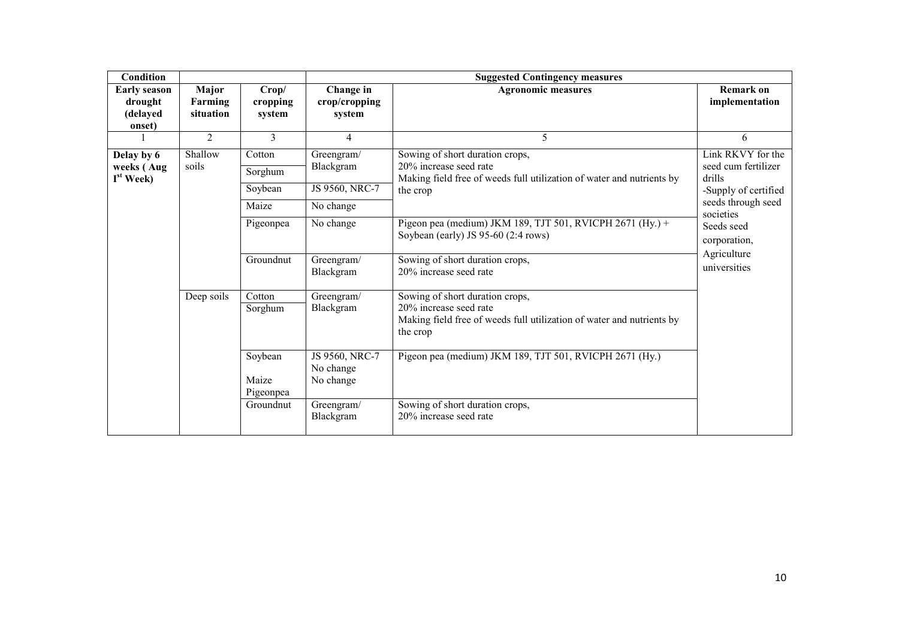| Condition | | | Suggested Contingency measures | | |
|---|---|---|---|---|---|
| **Early season drought (delayed onset)** | **Major Farming situation** | **Crop/ cropping system** | **Change in crop/cropping system** | **Agronomic measures** | **Remark on implementation** |
| 1 | 2 | 3 | 4 | 5 | 6 |
| **Delay by 6 weeks ( Aug I[st] Week)** | Shallow soils | Cotton | Greengram/ Blackgram | Sowing of short duration crops, 20% increase seed rate Making field free of weeds full utilization of water and nutrients by the crop | Link RKVY for the seed cum fertilizer drills -Supply of certified seeds through seed societies Seeds seed corporation, Agriculture universities |
| | | Sorghum | | | |
| | | Soybean | JS 9560, NRC-7 | | |
| | | Maize | No change | | |
| | | Pigeonpea | No change | Pigeon pea (medium) JKM 189, TJT 501, RVICPH 2671 (Hy.) + Soybean (early) JS 95-60 (2:4 rows) | |
| | | Groundnut | Greengram/ Blackgram | Sowing of short duration crops, 20% increase seed rate | |
| | Deep soils | Cotton | Greengram/ Blackgram | Sowing of short duration crops, 20% increase seed rate Making field free of weeds full utilization of water and nutrients by the crop | |
| | | Sorghum | | | |
| | | Soybean | JS 9560, NRC-7 | Pigeon pea (medium) JKM 189, TJT 501, RVICPH 2671 (Hy.) | |
| | | Maize | No change | | |
| | | Pigeonpea | No change | | |
| | | Groundnut | Greengram/ Blackgram | Sowing of short duration crops, 20% increase seed rate | |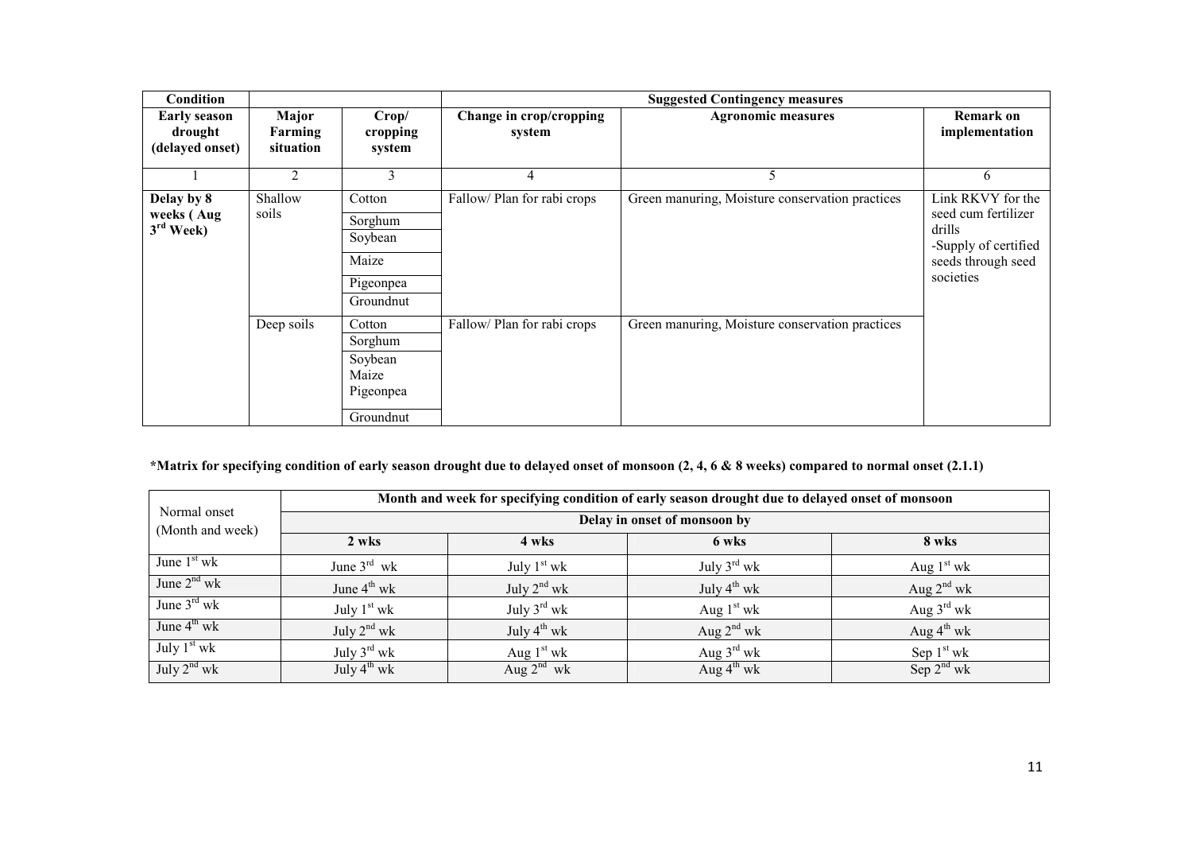| Condition | | | Suggested Contingency measures | | |
|---|---|---|---|---|---|
| **Early season drought (delayed onset)** | **Major Farming situation** | **Crop/ cropping system** | **Change in crop/cropping system** | **Agronomic measures** | **Remark on implementation** |
| 1 | 2 | 3 | 4 | 5 | 6 |
| **Delay by 8 weeks ( Aug 3rd Week)** | Shallow soils | Cotton | Fallow/ Plan for rabi crops | Green manuring, Moisture conservation practices | Link RKVY for the seed cum fertilizer drills<br>-Supply of certified seeds through seed societies |
| | | Sorghum | | | |
| | | Soybean | | | |
| | | Maize | | | |
| | | Pigeonpea | | | |
| | | Groundnut | | | |
| | Deep soils | Cotton | Fallow/ Plan for rabi crops | Green manuring, Moisture conservation practices | |
| | | Sorghum | | | |
| | | Soybean<br>Maize<br>Pigeonpea | | | |
| | | Groundnut | | | |

**\*Matrix for specifying condition of early season drought due to delayed onset of monsoon (2, 4, 6 & 8 weeks) compared to normal onset (2.1.1)**

| Normal onset (Month and week) | Month and week for specifying condition of early season drought due to delayed onset of monsoon | | | |
|---|---|---|---|---|
| | Delay in onset of monsoon by | | | |
| | **2 wks** | **4 wks** | **6 wks** | **8 wks** |
| June 1st wk | June 3rd wk | July 1st wk | July 3rd wk | Aug 1st wk |
| June 2nd wk | June 4th wk | July 2nd wk | July 4th wk | Aug 2nd wk |
| June 3rd wk | July 1st wk | July 3rd wk | Aug 1st wk | Aug 3rd wk |
| June 4th wk | July 2nd wk | July 4th wk | Aug 2nd wk | Aug 4th wk |
| July 1st wk | July 3rd wk | Aug 1st wk | Aug 3rd wk | Sep 1st wk |
| July 2nd wk | July 4th wk | Aug 2nd wk | Aug 4th wk | Sep 2nd wk |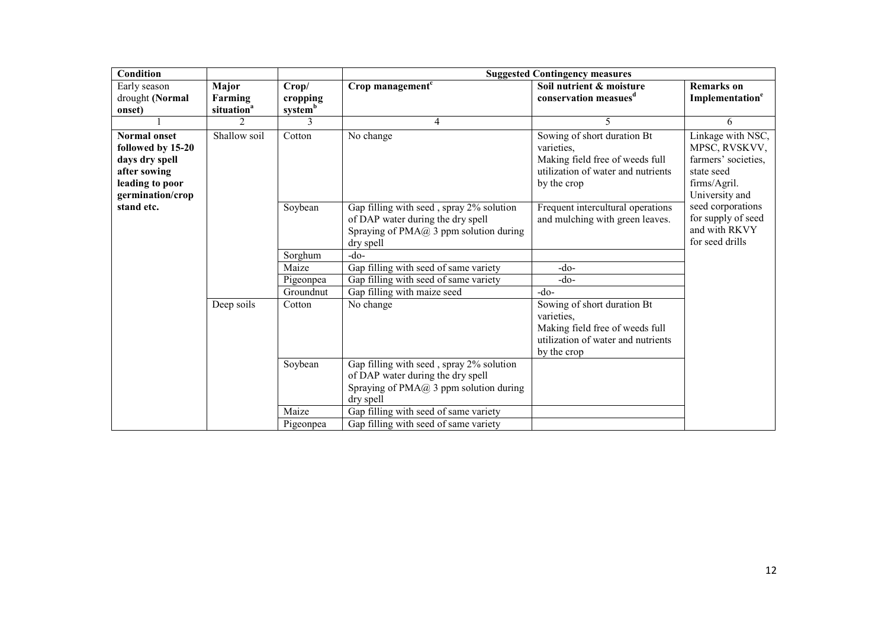| Condition | | | Suggested Contingency measures | | |
|---|---|---|---|---|---|
| Early season drought **(Normal onset)** | **Major Farming situation[a]** | **Crop/ cropping system[b]** | **Crop management[c]** | **Soil nutrient & moisture conservation measues[d]** | **Remarks on Implementation[e]** |
| 1 | 2 | 3 | 4 | 5 | 6 |
| **Normal onset followed by 15-20 days dry spell after sowing leading to poor germination/crop stand etc.** | Shallow soil | Cotton | No change | Sowing of short duration Bt varieties, Making field free of weeds full utilization of water and nutrients by the crop | Linkage with NSC, MPSC, RVSKVV, farmers' societies, state seed firms/Agril. University and seed corporations for supply of seed and with RKVY for seed drills |
| | | Soybean | Gap filling with seed , spray 2% solution of DAP water during the dry spell Spraying of PMA@ 3 ppm solution during dry spell | Frequent intercultural operations and mulching with green leaves. | |
| | | Sorghum | -do- | | |
| | | Maize | Gap filling with seed of same variety | -do- | |
| | | Pigeonpea | Gap filling with seed of same variety | -do- | |
| | | Groundnut | Gap filling with maize seed | -do- | |
| | Deep soils | Cotton | No change | Sowing of short duration Bt varieties, Making field free of weeds full utilization of water and nutrients by the crop | |
| | | Soybean | Gap filling with seed , spray 2% solution of DAP water during the dry spell Spraying of PMA@ 3 ppm solution during dry spell | | |
| | | Maize | Gap filling with seed of same variety | | |
| | | Pigeonpea | Gap filling with seed of same variety | | |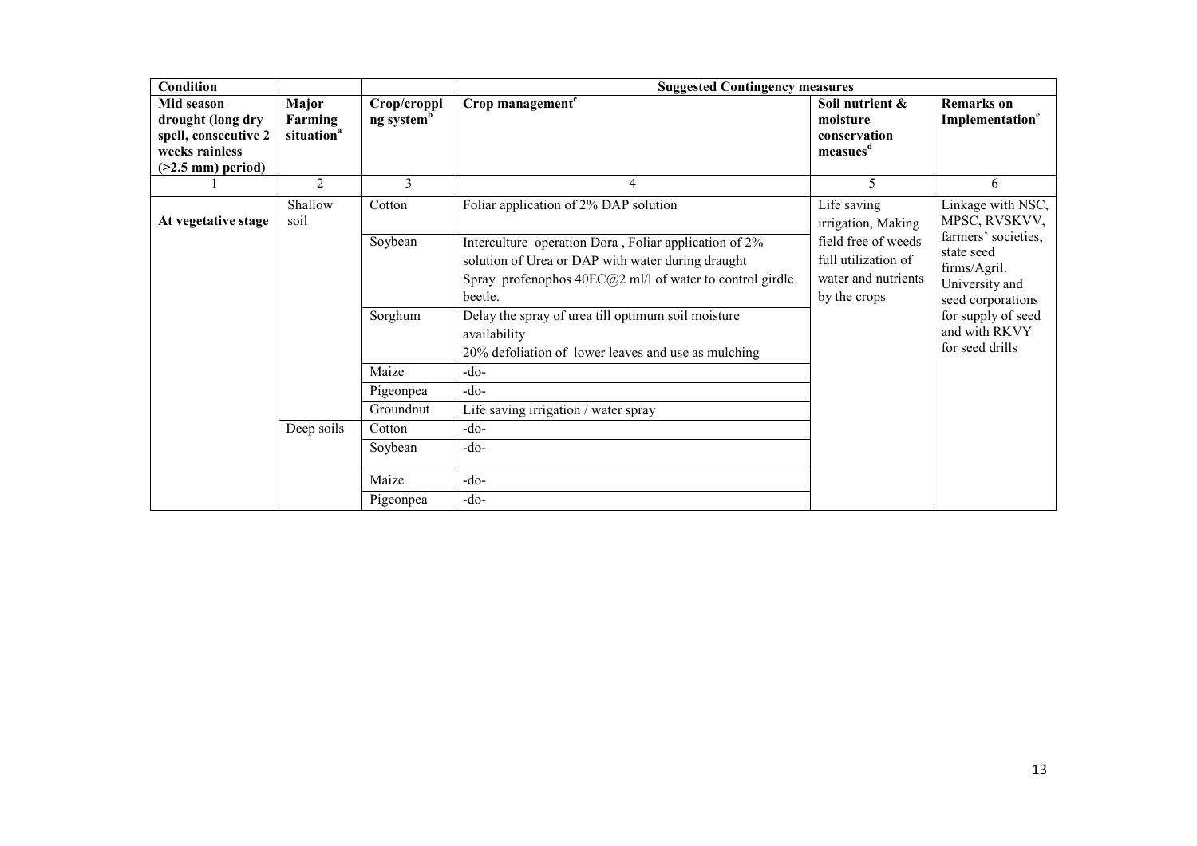| Condition | | | Suggested Contingency measures | | |
|---|---|---|---|---|---|
| Mid season drought (long dry spell, consecutive 2 weeks rainless (>2.5 mm) period) | Major Farming situation[a] | Crop/cropping system[b] | Crop management[c] | Soil nutrient & moisture conservation measues[d] | Remarks on Implementation[e] |
| 1 | 2 | 3 | 4 | 5 | 6 |
| At vegetative stage | Shallow soil | Cotton | Foliar application of 2% DAP solution | Life saving irrigation, Making field free of weeds full utilization of water and nutrients by the crops | Linkage with NSC, MPSC, RVSKVV, farmers' societies, state seed firms/Agril. University and seed corporations for supply of seed and with RKVY for seed drills |
| | | Soybean | Interculture operation Dora , Foliar application of 2% solution of Urea or DAP with water during draught<br>Spray profenophos 40EC@2 ml/l of water to control girdle beetle. | | |
| | | Sorghum | Delay the spray of urea till optimum soil moisture availability<br>20% defoliation of lower leaves and use as mulching | | |
| | | Maize | -do- | | |
| | | Pigeonpea | -do- | | |
| | | Groundnut | Life saving irrigation / water spray | | |
| | Deep soils | Cotton | -do- | | |
| | | Soybean | -do- | | |
| | | Maize | -do- | | |
| | | Pigeonpea | -do- | | |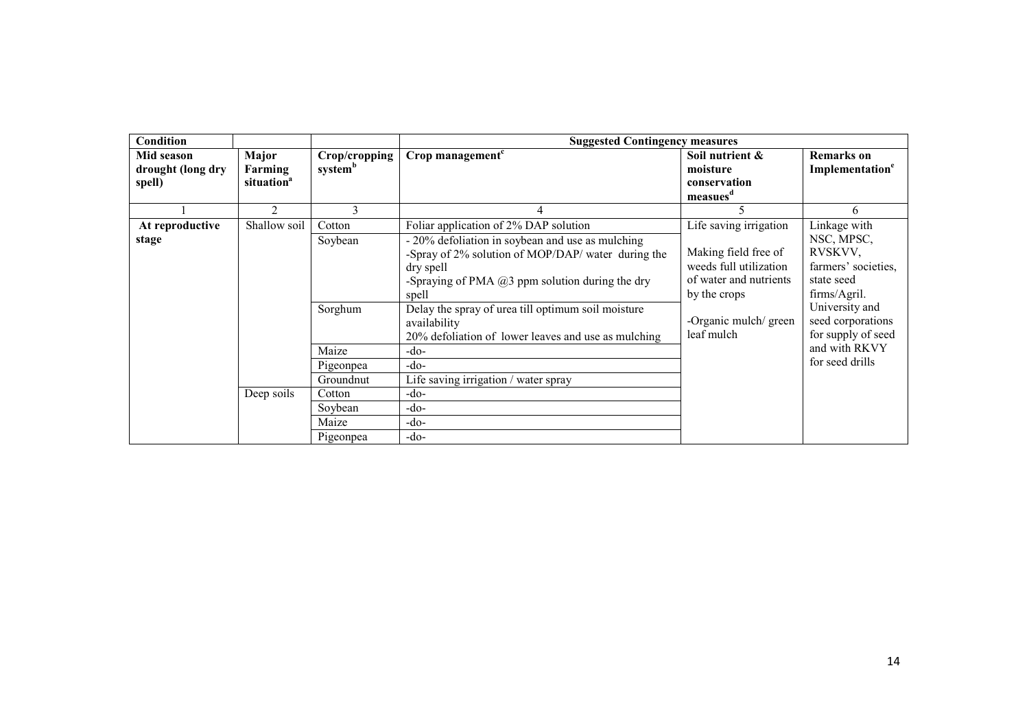| Condition | | | Suggested Contingency measures | | |
|---|---|---|---|---|---|
| Mid season drought (long dry spell) | Major Farming situation[a] | Crop/cropping system[b] | Crop management[c] | Soil nutrient & moisture conservation measues[d] | Remarks on Implementation[e] |
| 1 | 2 | 3 | 4 | 5 | 6 |
| At reproductive stage | Shallow soil | Cotton | Foliar application of 2% DAP solution | Life saving irrigation<br><br>Making field free of weeds full utilization of water and nutrients by the crops<br><br>-Organic mulch/ green leaf mulch | Linkage with NSC, MPSC, RVSKVV, farmers' societies, state seed firms/Agril. University and seed corporations for supply of seed and with RKVY for seed drills |
| | | Soybean | - 20% defoliation in soybean and use as mulching<br>-Spray of 2% solution of MOP/DAP/ water during the dry spell<br>-Spraying of PMA @3 ppm solution during the dry spell | | |
| | | Sorghum | Delay the spray of urea till optimum soil moisture availability<br>20% defoliation of lower leaves and use as mulching | | |
| | | Maize | -do- | | |
| | | Pigeonpea | -do- | | |
| | | Groundnut | Life saving irrigation / water spray | | |
| | Deep soils | Cotton | -do- | | |
| | | Soybean | -do- | | |
| | | Maize | -do- | | |
| | | Pigeonpea | -do- | | |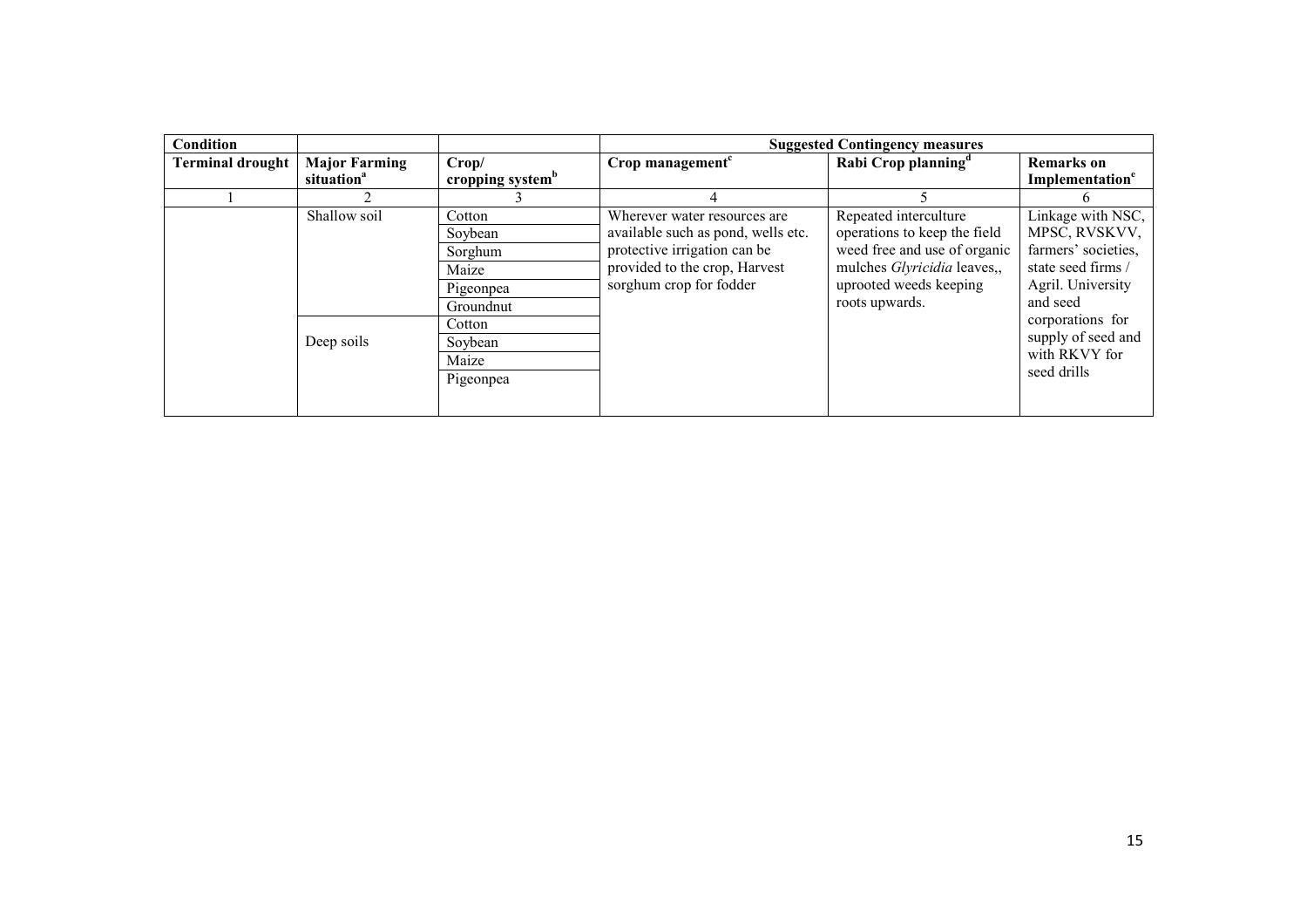| Condition | | | Suggested Contingency measures | | |
|---|---|---|---|---|---|
| Terminal drought | Major Farming situation[a] | Crop/ cropping system[b] | Crop management[c] | Rabi Crop planning[d] | Remarks on Implementation[e] |
| 1 | 2 | 3 | 4 | 5 | 6 |
| | Shallow soil | Cotton | Wherever water resources are available such as pond, wells etc. protective irrigation can be provided to the crop, Harvest sorghum crop for fodder | Repeated interculture operations to keep the field weed free and use of organic mulches *Glyricidia* leaves,, uprooted weeds keeping roots upwards. | Linkage with NSC, MPSC, RVSKVV, farmers' societies, state seed firms / Agril. University and seed corporations for supply of seed and with RKVY for seed drills |
| | | Soybean | | | |
| | | Sorghum | | | |
| | | Maize | | | |
| | | Pigeonpea | | | |
| | | Groundnut | | | |
| | Deep soils | Cotton | | | |
| | | Soybean | | | |
| | | Maize | | | |
| | | Pigeonpea | | | |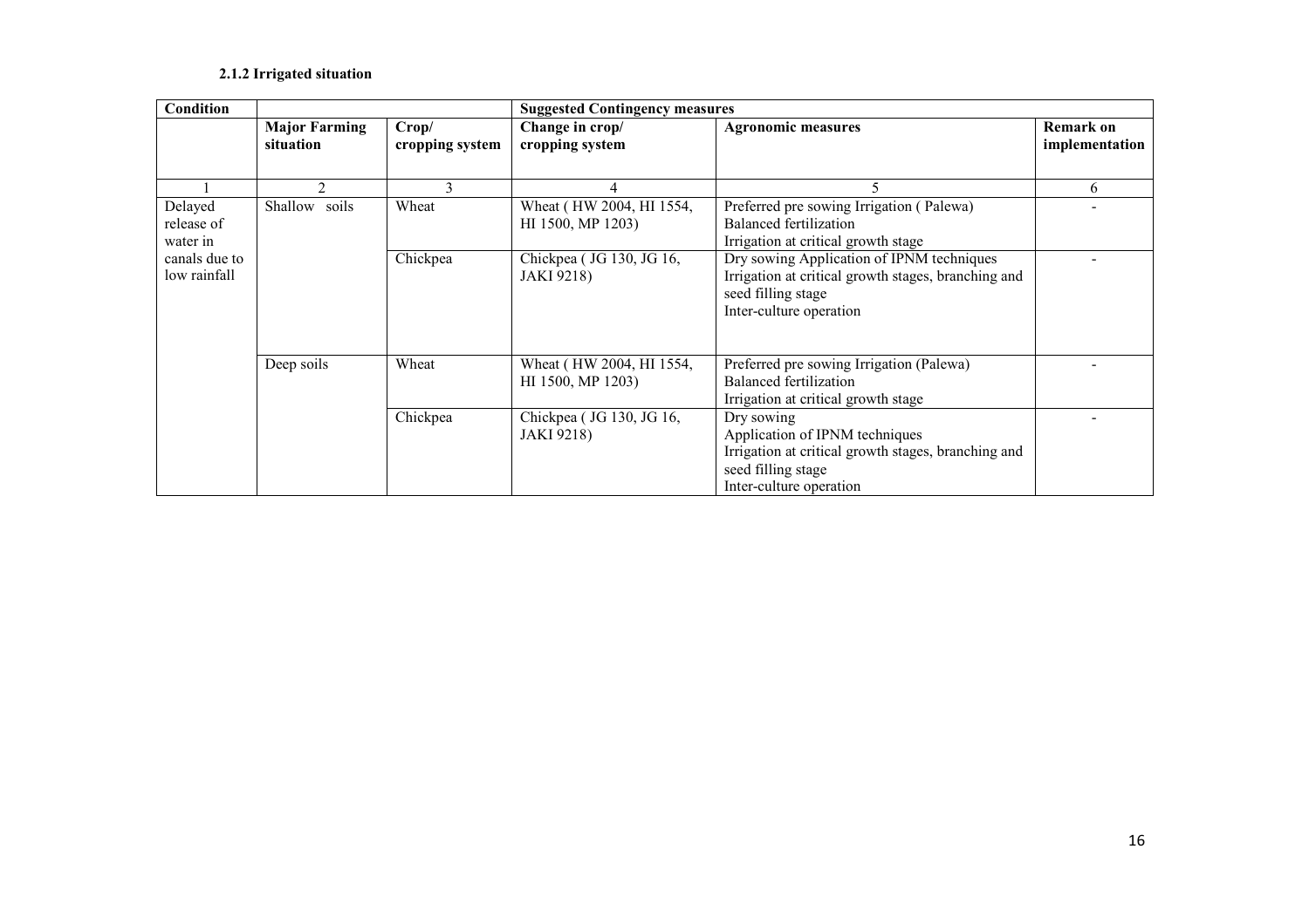#### 2.1.2 Irrigated situation

| Condition | | | Suggested Contingency measures | | |
|---|---|---|---|---|---|
| | Major Farming situation | Crop/ cropping system | Change in crop/ cropping system | Agronomic measures | Remark on implementation |
| 1 | 2 | 3 | 4 | 5 | 6 |
| Delayed release of water in canals due to low rainfall | Shallow soils | Wheat | Wheat ( HW 2004, HI 1554, HI 1500, MP 1203) | Preferred pre sowing Irrigation ( Palewa)<br>Balanced fertilization<br>Irrigation at critical growth stage | - |
| | | Chickpea | Chickpea ( JG 130, JG 16, JAKI 9218) | Dry sowing Application of IPNM techniques<br>Irrigation at critical growth stages, branching and seed filling stage<br>Inter-culture operation | - |
| | Deep soils | Wheat | Wheat ( HW 2004, HI 1554, HI 1500, MP 1203) | Preferred pre sowing Irrigation (Palewa)<br>Balanced fertilization<br>Irrigation at critical growth stage | - |
| | | Chickpea | Chickpea ( JG 130, JG 16, JAKI 9218) | Dry sowing<br>Application of IPNM techniques<br>Irrigation at critical growth stages, branching and seed filling stage<br>Inter-culture operation | - |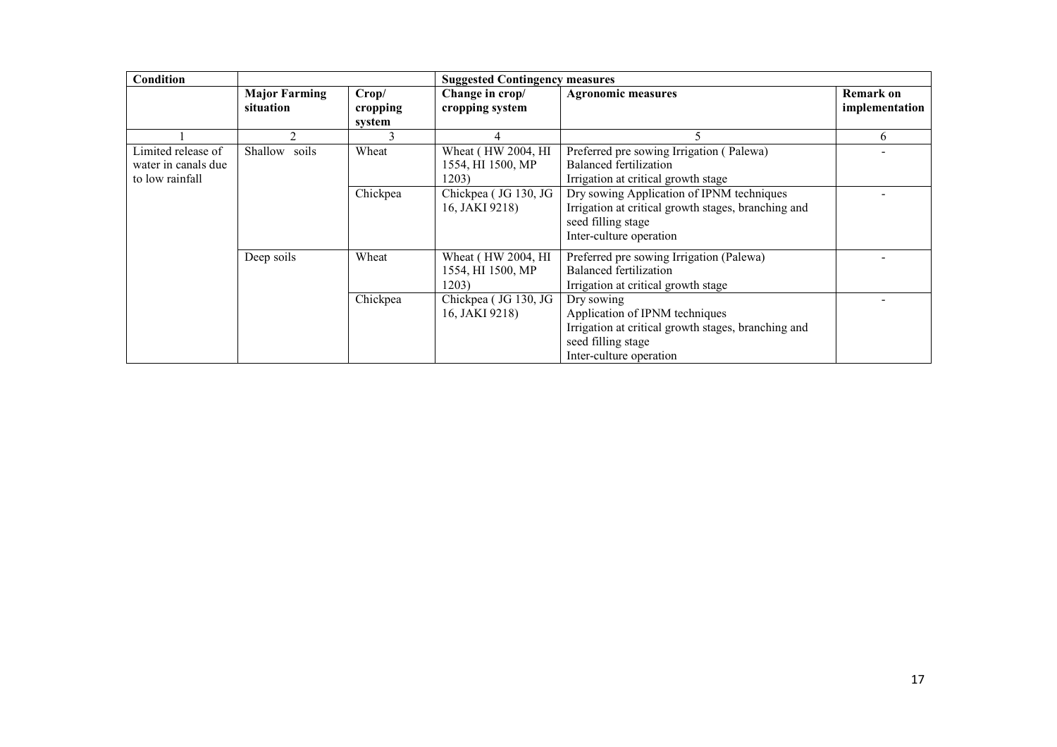| Condition | | | Suggested Contingency measures | | |
|---|---|---|---|---|---|
| | **Major Farming situation** | **Crop/ cropping system** | **Change in crop/ cropping system** | **Agronomic measures** | **Remark on implementation** |
| 1 | 2 | 3 | 4 | 5 | 6 |
| Limited release of water in canals due to low rainfall | Shallow soils | Wheat | Wheat ( HW 2004, HI 1554, HI 1500, MP 1203) | Preferred pre sowing Irrigation ( Palewa)<br>Balanced fertilization<br>Irrigation at critical growth stage | - |
| | | Chickpea | Chickpea ( JG 130, JG 16, JAKI 9218) | Dry sowing Application of IPNM techniques<br>Irrigation at critical growth stages, branching and seed filling stage<br>Inter-culture operation | - |
| | Deep soils | Wheat | Wheat ( HW 2004, HI 1554, HI 1500, MP 1203) | Preferred pre sowing Irrigation (Palewa)<br>Balanced fertilization<br>Irrigation at critical growth stage | - |
| | | Chickpea | Chickpea ( JG 130, JG 16, JAKI 9218) | Dry sowing<br>Application of IPNM techniques<br>Irrigation at critical growth stages, branching and seed filling stage<br>Inter-culture operation | - |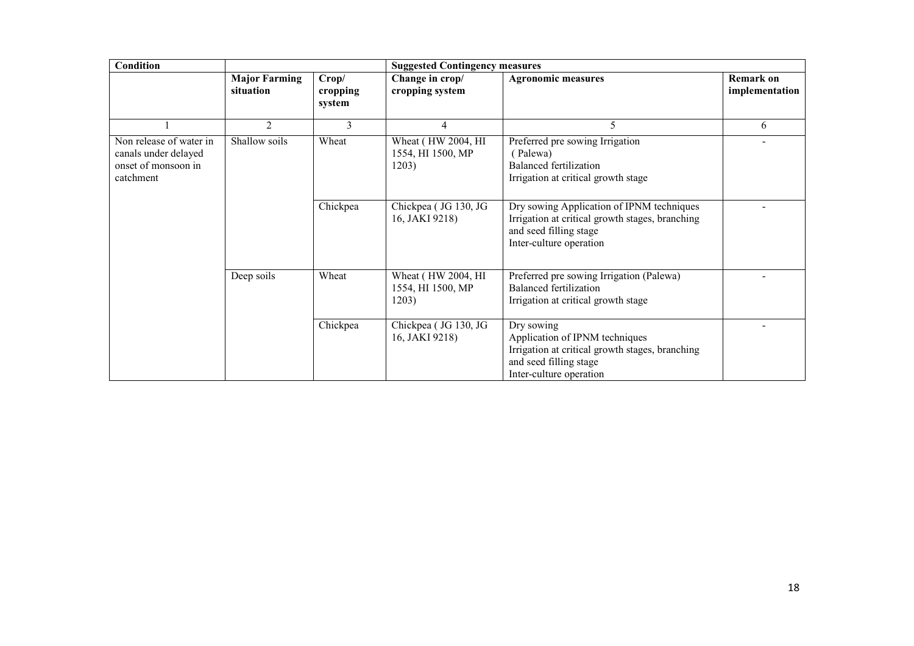| Condition | | | Suggested Contingency measures | | |
|---|---|---|---|---|---|
| | Major Farming situation | Crop/ cropping system | Change in crop/ cropping system | Agronomic measures | Remark on implementation |
| 1 | 2 | 3 | 4 | 5 | 6 |
| Non release of water in canals under delayed onset of monsoon in catchment | Shallow soils | Wheat | Wheat ( HW 2004, HI 1554, HI 1500, MP 1203) | Preferred pre sowing Irrigation ( Palewa)<br>Balanced fertilization<br>Irrigation at critical growth stage | - |
| | | Chickpea | Chickpea ( JG 130, JG 16, JAKI 9218) | Dry sowing Application of IPNM techniques<br>Irrigation at critical growth stages, branching and seed filling stage<br>Inter-culture operation | - |
| | Deep soils | Wheat | Wheat ( HW 2004, HI 1554, HI 1500, MP 1203) | Preferred pre sowing Irrigation (Palewa)<br>Balanced fertilization<br>Irrigation at critical growth stage | - |
| | | Chickpea | Chickpea ( JG 130, JG 16, JAKI 9218) | Dry sowing<br>Application of IPNM techniques<br>Irrigation at critical growth stages, branching and seed filling stage<br>Inter-culture operation | - |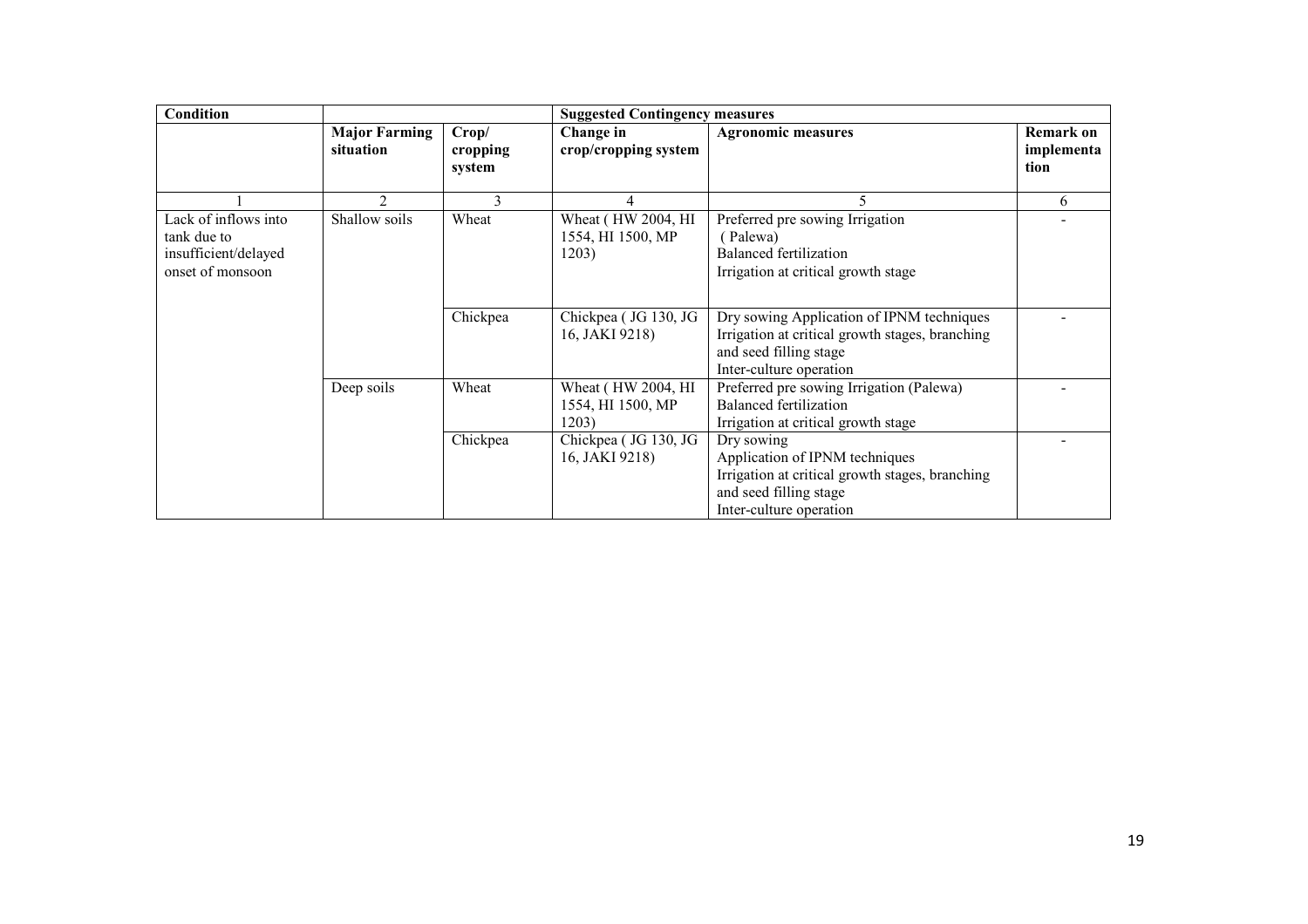| Condition | | | Suggested Contingency measures | | |
|---|---|---|---|---|---|
| | Major Farming situation | Crop/ cropping system | Change in crop/cropping system | Agronomic measures | Remark on implementation |
| 1 | 2 | 3 | 4 | 5 | 6 |
| Lack of inflows into tank due to insufficient/delayed onset of monsoon | Shallow soils | Wheat | Wheat ( HW 2004, HI 1554, HI 1500, MP 1203) | Preferred pre sowing Irrigation ( Palewa) Balanced fertilization Irrigation at critical growth stage | - |
| | | Chickpea | Chickpea ( JG 130, JG 16, JAKI 9218) | Dry sowing Application of IPNM techniques Irrigation at critical growth stages, branching and seed filling stage Inter-culture operation | - |
| | Deep soils | Wheat | Wheat ( HW 2004, HI 1554, HI 1500, MP 1203) | Preferred pre sowing Irrigation (Palewa) Balanced fertilization Irrigation at critical growth stage | - |
| | | Chickpea | Chickpea ( JG 130, JG 16, JAKI 9218) | Dry sowing Application of IPNM techniques Irrigation at critical growth stages, branching and seed filling stage Inter-culture operation | - |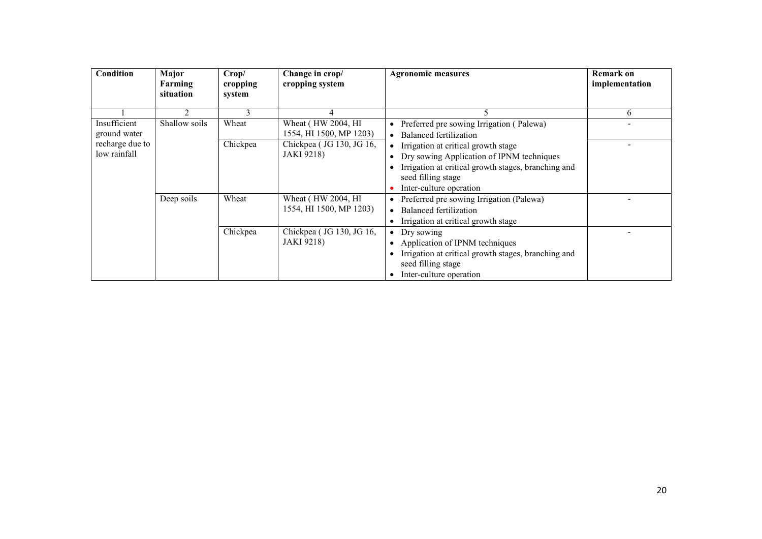| Condition | Major Farming situation | Crop/ cropping system | Change in crop/ cropping system | Agronomic measures | Remark on implementation |
|---|---|---|---|---|---|
| 1 | 2 | 3 | 4 | 5 | 6 |
| Insufficient ground water recharge due to low rainfall | Shallow soils | Wheat | Wheat ( HW 2004, HI 1554, HI 1500, MP 1203) | • Preferred pre sowing Irrigation ( Palewa)<br>• Balanced fertilization | - |
| | | Chickpea | Chickpea ( JG 130, JG 16, JAKI 9218) | • Irrigation at critical growth stage<br>• Dry sowing Application of IPNM techniques<br>• Irrigation at critical growth stages, branching and seed filling stage<br>• Inter-culture operation | - |
| | Deep soils | Wheat | Wheat ( HW 2004, HI 1554, HI 1500, MP 1203) | • Preferred pre sowing Irrigation (Palewa)<br>• Balanced fertilization<br>• Irrigation at critical growth stage | - |
| | | Chickpea | Chickpea ( JG 130, JG 16, JAKI 9218) | • Dry sowing<br>• Application of IPNM techniques<br>• Irrigation at critical growth stages, branching and seed filling stage<br>• Inter-culture operation | - |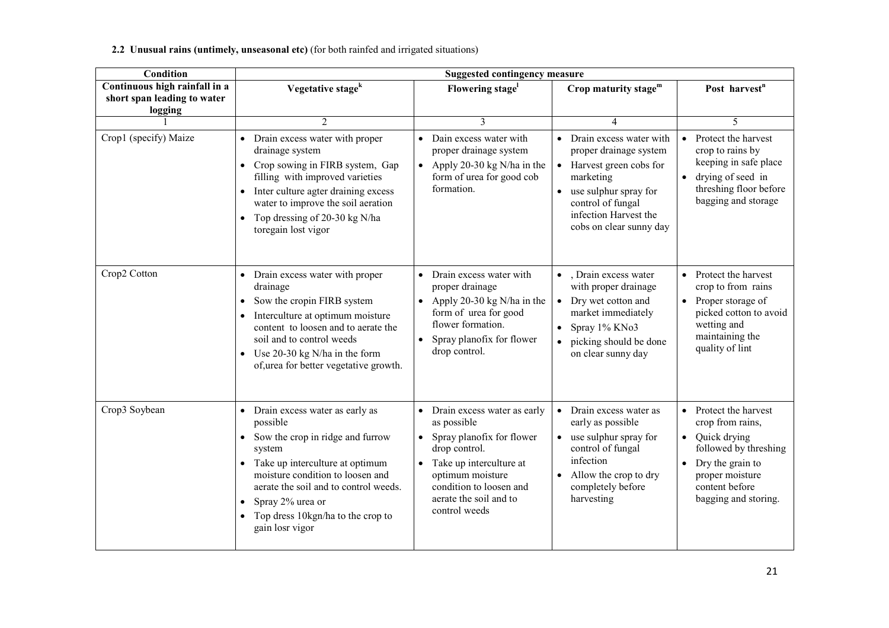**2.2 Unusual rains (untimely, unseasonal etc)** (for both rainfed and irrigated situations)

| Condition | Suggested contingency measure | | | |
|---|---|---|---|---|
| **Continuous high rainfall in a short span leading to water logging** | **Vegetative stage**[k] | **Flowering stage**[l] | **Crop maturity stage**[m] | **Post harvest**[n] |
| 1 | 2 | 3 | 4 | 5 |
| Crop1 (specify) Maize | • Drain excess water with proper drainage system<br>• Crop sowing in FIRB system, Gap filling with improved varieties<br>• Inter culture agter draining excess water to improve the soil aeration<br>• Top dressing of 20-30 kg N/ha toregain lost vigor | • Dain excess water with proper drainage system<br>• Apply 20-30 kg N/ha in the form of urea for good cob formation. | • Drain excess water with proper drainage system<br>• Harvest green cobs for marketing<br>• use sulphur spray for control of fungal infection Harvest the cobs on clear sunny day | • Protect the harvest crop to rains by keeping in safe place<br>• drying of seed in threshing floor before bagging and storage |
| Crop2 Cotton | • Drain excess water with proper drainage<br>• Sow the cropin FIRB system<br>• Interculture at optimum moisture content to loosen and to aerate the soil and to control weeds<br>• Use 20-30 kg N/ha in the form of,urea for better vegetative growth. | • Drain excess water with proper drainage<br>• Apply 20-30 kg N/ha in the form of urea for good flower formation.<br>• Spray planofix for flower drop control. | • , Drain excess water with proper drainage<br>• Dry wet cotton and market immediately<br>• Spray 1% KNo3<br>• picking should be done on clear sunny day | • Protect the harvest crop to from rains<br>• Proper storage of picked cotton to avoid wetting and maintaining the quality of lint |
| Crop3 Soybean | • Drain excess water as early as possible<br>• Sow the crop in ridge and furrow system<br>• Take up interculture at optimum moisture condition to loosen and aerate the soil and to control weeds.<br>• Spray 2% urea or<br>• Top dress 10kgn/ha to the crop to gain losr vigor | • Drain excess water as early as possible<br>• Spray planofix for flower drop control.<br>• Take up interculture at optimum moisture condition to loosen and aerate the soil and to control weeds | • Drain excess water as early as possible<br>• use sulphur spray for control of fungal infection<br>• Allow the crop to dry completely before harvesting | • Protect the harvest crop from rains,<br>• Quick drying followed by threshing<br>• Dry the grain to proper moisture content before bagging and storing. |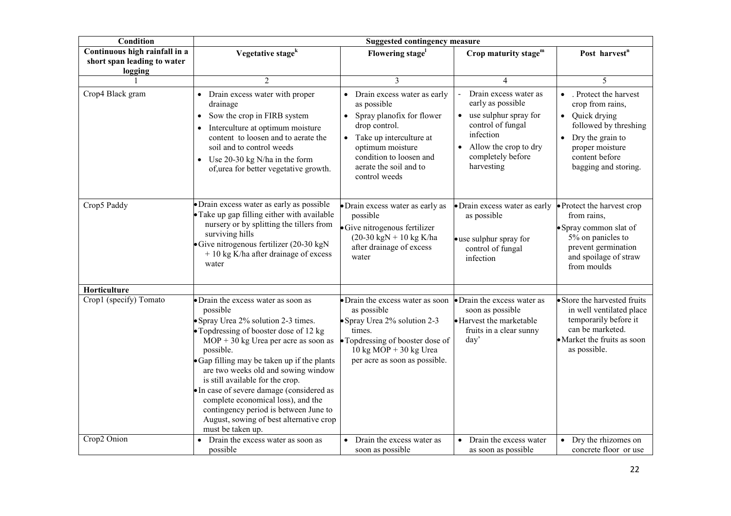| Condition | Suggested contingency measure | | | |
|---|---|---|---|---|
| Continuous high rainfall in a short span leading to water logging | Vegetative stage[k] | Flowering stage[l] | Crop maturity stage[m] | Post harvest[n] |
| 1 | 2 | 3 | 4 | 5 |
| Crop4 Black gram | • Drain excess water with proper drainage<br>• Sow the crop in FIRB system<br>• Interculture at optimum moisture content to loosen and to aerate the soil and to control weeds<br>• Use 20-30 kg N/ha in the form of,urea for better vegetative growth. | • Drain excess water as early as possible<br>• Spray planofix for flower drop control.<br>• Take up interculture at optimum moisture condition to loosen and aerate the soil and to control weeds | - Drain excess water as early as possible<br>• use sulphur spray for control of fungal infection<br>• Allow the crop to dry completely before harvesting | • . Protect the harvest crop from rains,<br>• Quick drying followed by threshing<br>• Dry the grain to proper moisture content before bagging and storing. |
| Crop5 Paddy | • Drain excess water as early as possible<br>• Take up gap filling either with available nursery or by splitting the tillers from surviving hills<br>• Give nitrogenous fertilizer (20-30 kgN + 10 kg K/ha after drainage of excess water | • Drain excess water as early as possible<br>• Give nitrogenous fertilizer (20-30 kgN + 10 kg K/ha after drainage of excess water | • Drain excess water as early as possible<br>• use sulphur spray for control of fungal infection | • Protect the harvest crop from rains,<br>• Spray common slat of 5% on panicles to prevent germination and spoilage of straw from moulds |
| **Horticulture** | | | | |
| Crop1 (specify) Tomato | • Drain the excess water as soon as possible<br>• Spray Urea 2% solution 2-3 times.<br>• Topdressing of booster dose of 12 kg MOP + 30 kg Urea per acre as soon as possible.<br>• Gap filling may be taken up if the plants are two weeks old and sowing window is still available for the crop.<br>• In case of severe damage (considered as complete economical loss), and the contingency period is between June to August, sowing of best alternative crop must be taken up. | • Drain the excess water as soon as possible<br>• Spray Urea 2% solution 2-3 times.<br>• Topdressing of booster dose of 10 kg MOP + 30 kg Urea per acre as soon as possible. | • Drain the excess water as soon as possible<br>• Harvest the marketable fruits in a clear sunny day' | • Store the harvested fruits in well ventilated place temporarily before it can be marketed.<br>• Market the fruits as soon as possible. |
| Crop2 Onion | • Drain the excess water as soon as possible | • Drain the excess water as soon as possible | • Drain the excess water as soon as possible | • Dry the rhizomes on concrete floor or use |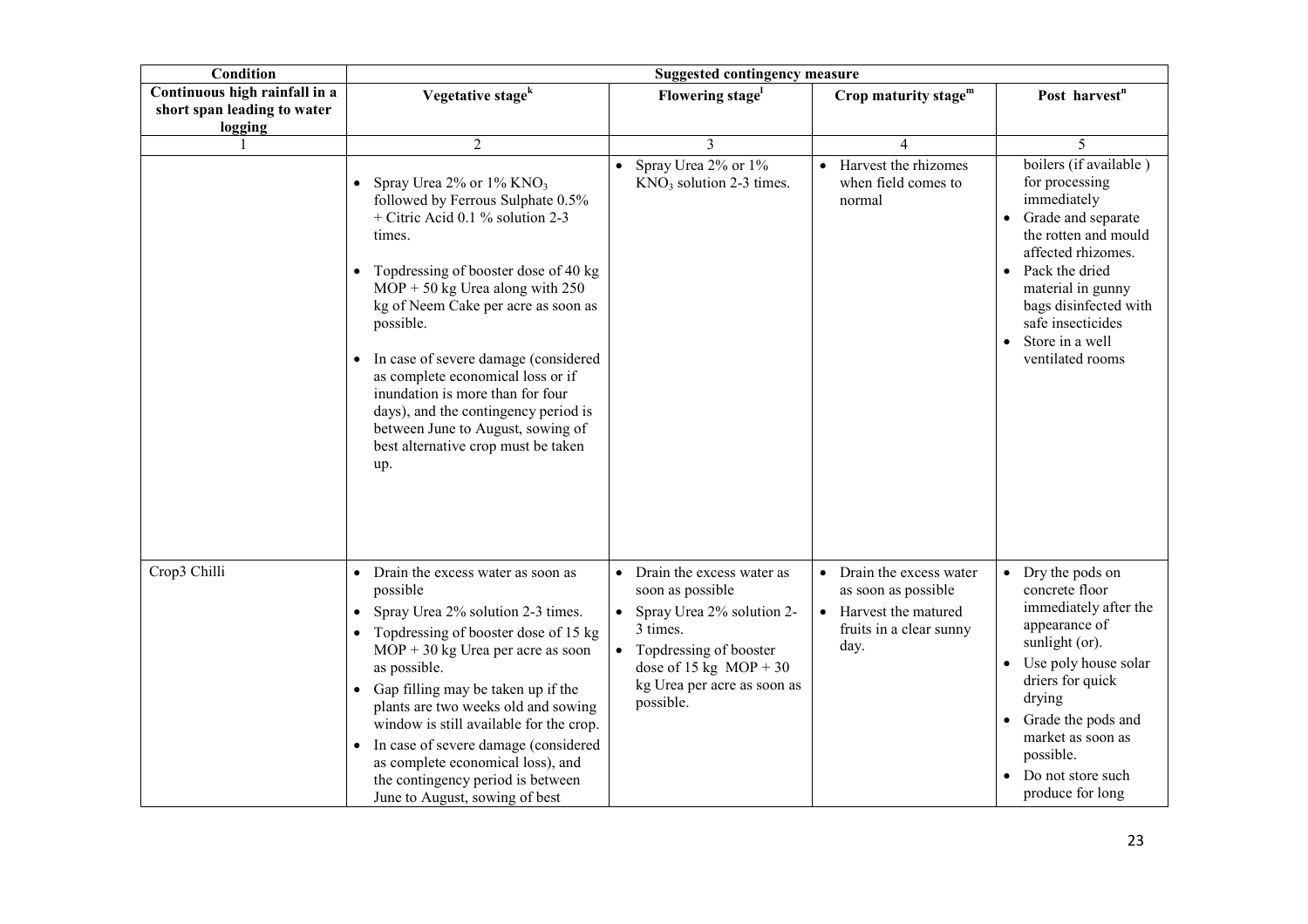| Condition | Suggested contingency measure | | | |
|---|---|---|---|---|
| Continuous high rainfall in a short span leading to water logging | Vegetative stage[k] | Flowering stage[l] | Crop maturity stage[m] | Post harvest[n] |
| 1 | 2 | 3 | 4 | 5 |
| | • Spray Urea 2% or 1% $KNO_3$ followed by Ferrous Sulphate 0.5% + Citric Acid 0.1 % solution 2-3 times.<br>• Topdressing of booster dose of 40 kg MOP + 50 kg Urea along with 250 kg of Neem Cake per acre as soon as possible.<br>• In case of severe damage (considered as complete economical loss or if inundation is more than for four days), and the contingency period is between June to August, sowing of best alternative crop must be taken up. | • Spray Urea 2% or 1% $KNO_3$ solution 2-3 times. | • Harvest the rhizomes when field comes to normal | boilers (if available ) for processing immediately<br>• Grade and separate the rotten and mould affected rhizomes.<br>• Pack the dried material in gunny bags disinfected with safe insecticides<br>• Store in a well ventilated rooms |
| Crop3 Chilli | • Drain the excess water as soon as possible<br>• Spray Urea 2% solution 2-3 times.<br>• Topdressing of booster dose of 15 kg MOP + 30 kg Urea per acre as soon as possible.<br>• Gap filling may be taken up if the plants are two weeks old and sowing window is still available for the crop.<br>• In case of severe damage (considered as complete economical loss), and the contingency period is between June to August, sowing of best | • Drain the excess water as soon as possible<br>• Spray Urea 2% solution 2-3 times.<br>• Topdressing of booster dose of 15 kg MOP + 30 kg Urea per acre as soon as possible. | • Drain the excess water as soon as possible<br>• Harvest the matured fruits in a clear sunny day. | • Dry the pods on concrete floor immediately after the appearance of sunlight (or).<br>• Use poly house solar driers for quick drying<br>• Grade the pods and market as soon as possible.<br>• Do not store such produce for long |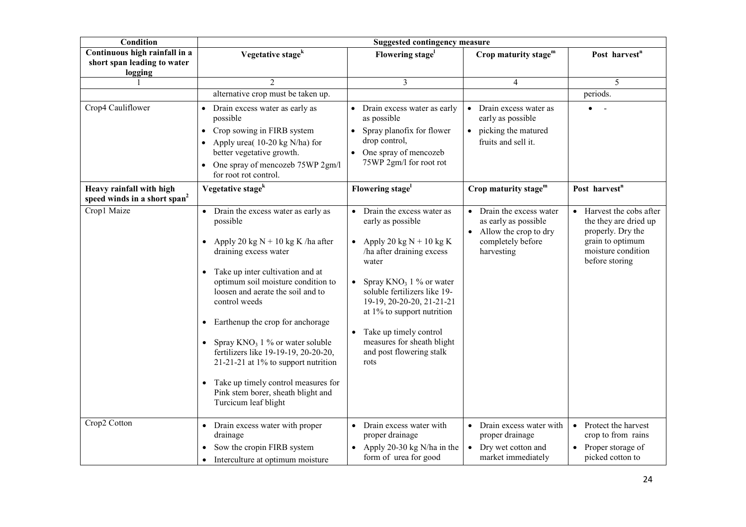| Condition | Suggested contingency measure | | | |
|---|---|---|---|---|
| **Continuous high rainfall in a short span leading to water logging** | **Vegetative stage[k]** | **Flowering stage[l]** | **Crop maturity stage[m]** | **Post harvest[n]** |
| 1 | 2 | 3 | 4 | 5 |
| | alternative crop must be taken up. | | | periods. |
| Crop4 Cauliflower | • Drain excess water as early as possible<br>• Crop sowing in FIRB system<br>• Apply urea( 10-20 kg N/ha) for better vegetative growth.<br>• One spray of mencozeb 75WP 2gm/l for root rot control. | • Drain excess water as early as possible<br>• Spray planofix for flower drop control,<br>• One spray of mencozeb 75WP 2gm/l for root rot | • Drain excess water as early as possible<br>• picking the matured fruits and sell it. | • - |
| **Heavy rainfall with high speed winds in a short span[2]** | **Vegetative stage[k]** | **Flowering stage[l]** | **Crop maturity stage[m]** | **Post harvest[n]** |
| Crop1 Maize | • Drain the excess water as early as possible<br>• Apply 20 kg N + 10 kg K /ha after draining excess water<br>• Take up inter cultivation and at optimum soil moisture condition to loosen and aerate the soil and to control weeds<br>• Earthenup the crop for anchorage<br>• Spray $KNO_3$ 1 % or water soluble fertilizers like 19-19-19, 20-20-20, 21-21-21 at 1% to support nutrition<br>• Take up timely control measures for Pink stem borer, sheath blight and Turcicum leaf blight | • Drain the excess water as early as possible<br>• Apply 20 kg N + 10 kg K /ha after draining excess water<br>• Spray $KNO_3$ 1 % or water soluble fertilizers like 19-19-19, 20-20-20, 21-21-21 at 1% to support nutrition<br>• Take up timely control measures for sheath blight and post flowering stalk rots | • Drain the excess water as early as possible<br>• Allow the crop to dry completely before harvesting | • Harvest the cobs after the they are dried up properly. Dry the grain to optimum moisture condition before storing |
| Crop2 Cotton | • Drain excess water with proper drainage<br>• Sow the cropin FIRB system<br>• Interculture at optimum moisture | • Drain excess water with proper drainage<br>• Apply 20-30 kg N/ha in the form of urea for good | • Drain excess water with proper drainage<br>• Dry wet cotton and market immediately | • Protect the harvest crop to from rains<br>• Proper storage of picked cotton to |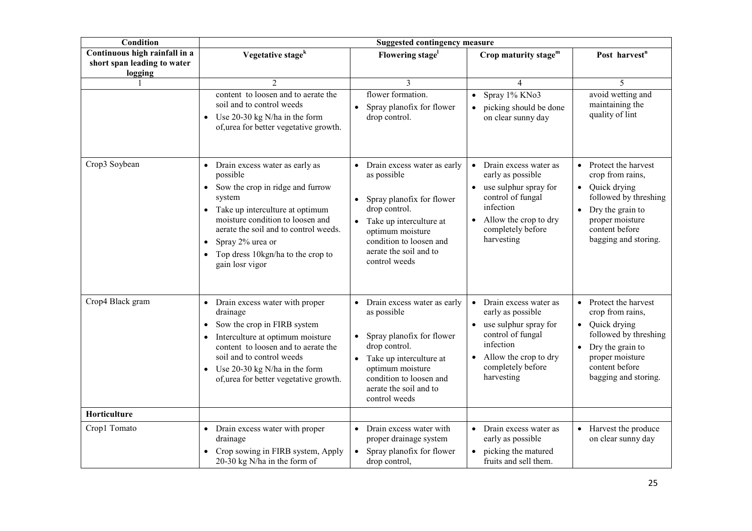| Condition | Suggested contingency measure | | | |
|---|---|---|---|---|
| Continuous high rainfall in a short span leading to water logging | Vegetative stage[k] | Flowering stage[l] | Crop maturity stage[m] | Post harvest[n] |
| 1 | 2 | 3 | 4 | 5 |
| | content to loosen and to aerate the soil and to control weeds<br>• Use 20-30 kg N/ha in the form of,urea for better vegetative growth. | flower formation.<br>• Spray planofix for flower drop control. | • Spray 1% KNo3<br>• picking should be done on clear sunny day | avoid wetting and maintaining the quality of lint |
| Crop3 Soybean | • Drain excess water as early as possible<br>• Sow the crop in ridge and furrow system<br>• Take up interculture at optimum moisture condition to loosen and aerate the soil and to control weeds.<br>• Spray 2% urea or<br>• Top dress 10kgn/ha to the crop to gain losr vigor | • Drain excess water as early as possible<br>• Spray planofix for flower drop control.<br>• Take up interculture at optimum moisture condition to loosen and aerate the soil and to control weeds | • Drain excess water as early as possible<br>• use sulphur spray for control of fungal infection<br>• Allow the crop to dry completely before harvesting | • Protect the harvest crop from rains,<br>• Quick drying followed by threshing<br>• Dry the grain to proper moisture content before bagging and storing. |
| Crop4 Black gram | • Drain excess water with proper drainage<br>• Sow the crop in FIRB system<br>• Interculture at optimum moisture content to loosen and to aerate the soil and to control weeds<br>• Use 20-30 kg N/ha in the form of,urea for better vegetative growth. | • Drain excess water as early as possible<br>• Spray planofix for flower drop control.<br>• Take up interculture at optimum moisture condition to loosen and aerate the soil and to control weeds | • Drain excess water as early as possible<br>• use sulphur spray for control of fungal infection<br>• Allow the crop to dry completely before harvesting | • Protect the harvest crop from rains,<br>• Quick drying followed by threshing<br>• Dry the grain to proper moisture content before bagging and storing. |
| **Horticulture** | | | | |
| Crop1 Tomato | • Drain excess water with proper drainage<br>• Crop sowing in FIRB system, Apply 20-30 kg N/ha in the form of | • Drain excess water with proper drainage system<br>• Spray planofix for flower drop control, | • Drain excess water as early as possible<br>• picking the matured fruits and sell them. | • Harvest the produce on clear sunny day |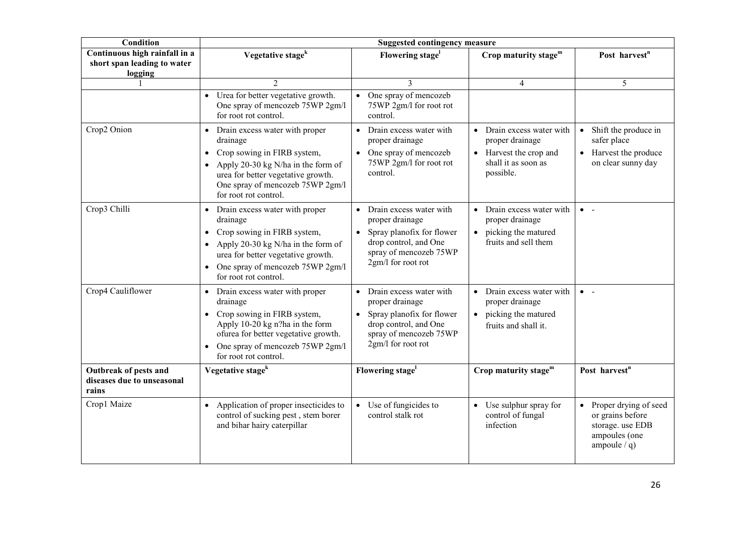| Condition | Suggested contingency measure | | | |
|---|---|---|---|---|
| Continuous high rainfall in a short span leading to water logging | Vegetative stage[k] | Flowering stage[l] | Crop maturity stage[m] | Post harvest[n] |
| 1 | 2 | 3 | 4 | 5 |
| | • Urea for better vegetative growth. One spray of mencozeb 75WP 2gm/l for root rot control. | • One spray of mencozeb 75WP 2gm/l for root rot control. | | |
| Crop2 Onion | • Drain excess water with proper drainage<br>• Crop sowing in FIRB system,<br>• Apply 20-30 kg N/ha in the form of urea for better vegetative growth. One spray of mencozeb 75WP 2gm/l for root rot control. | • Drain excess water with proper drainage<br>• One spray of mencozeb 75WP 2gm/l for root rot control. | • Drain excess water with proper drainage<br>• Harvest the crop and shall it as soon as possible. | • Shift the produce in safer place<br>• Harvest the produce on clear sunny day |
| Crop3 Chilli | • Drain excess water with proper drainage<br>• Crop sowing in FIRB system,<br>• Apply 20-30 kg N/ha in the form of urea for better vegetative growth.<br>• One spray of mencozeb 75WP 2gm/l for root rot control. | • Drain excess water with proper drainage<br>• Spray planofix for flower drop control, and One spray of mencozeb 75WP 2gm/l for root rot | • Drain excess water with proper drainage<br>• picking the matured fruits and sell them | • - |
| Crop4 Cauliflower | • Drain excess water with proper drainage<br>• Crop sowing in FIRB system, Apply 10-20 kg n?ha in the form ofurea for better vegetative growth.<br>• One spray of mencozeb 75WP 2gm/l for root rot control. | • Drain excess water with proper drainage<br>• Spray planofix for flower drop control, and One spray of mencozeb 75WP 2gm/l for root rot | • Drain excess water with proper drainage<br>• picking the matured fruits and shall it. | • - |
| **Outbreak of pests and diseases due to unseasonal rains** | **Vegetative stage[k]** | **Flowering stage[l]** | **Crop maturity stage[m]** | **Post harvest[n]** |
| Crop1 Maize | • Application of proper insecticides to control of sucking pest , stem borer and bihar hairy caterpillar | • Use of fungicides to control stalk rot | • Use sulphur spray for control of fungal infection | • Proper drying of seed or grains before storage. use EDB ampoules (one ampoule / q) |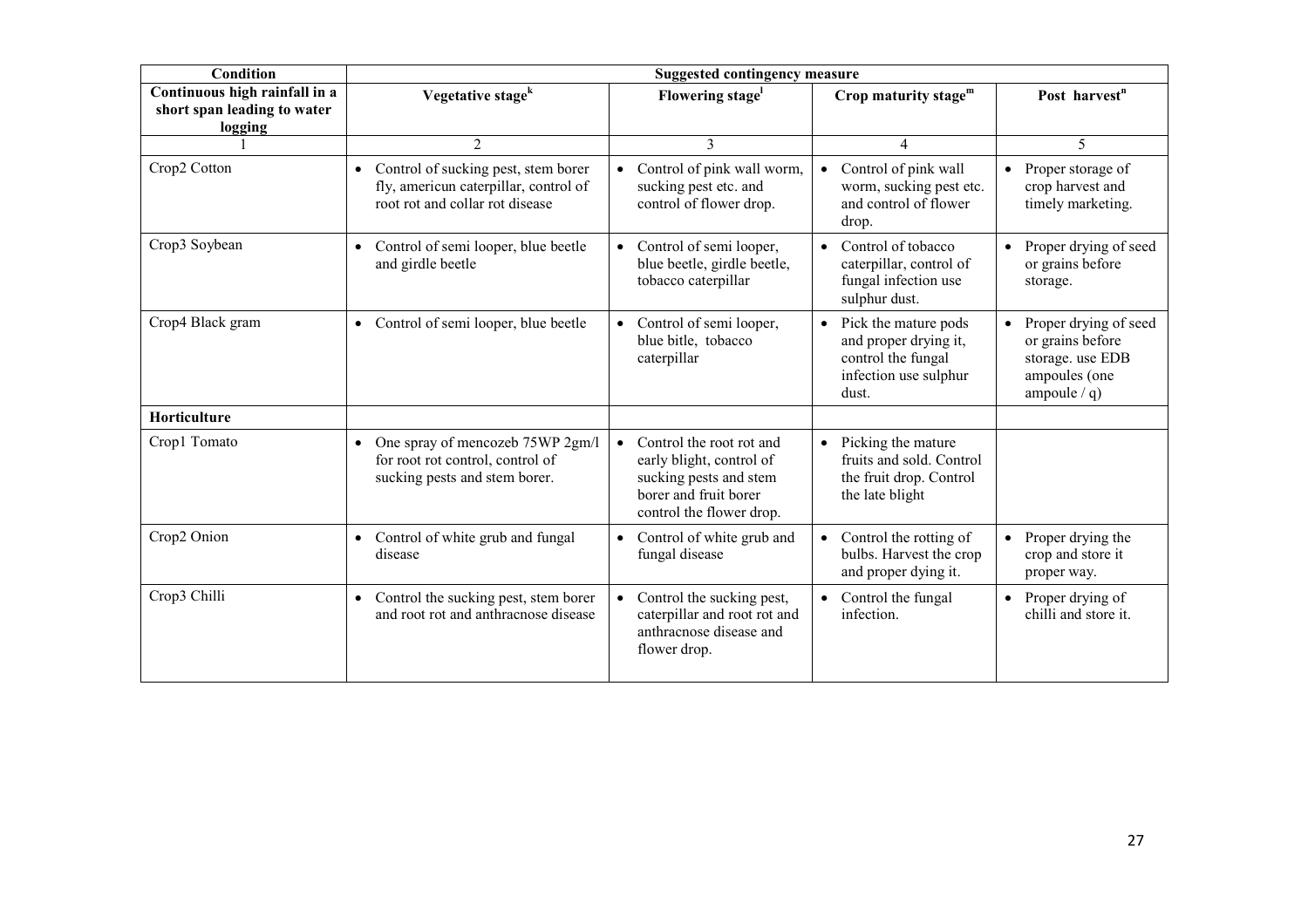| Condition | Suggested contingency measure | | | |
|---|---|---|---|---|
| **Continuous high rainfall in a short span leading to water logging** | **Vegetative stage[k]** | **Flowering stage[l]** | **Crop maturity stage[m]** | **Post harvest[n]** |
| 1 | 2 | 3 | 4 | 5 |
| Crop2 Cotton | • Control of sucking pest, stem borer fly, americun caterpillar, control of root rot and collar rot disease | • Control of pink wall worm, sucking pest etc. and control of flower drop. | • Control of pink wall worm, sucking pest etc. and control of flower drop. | • Proper storage of crop harvest and timely marketing. |
| Crop3 Soybean | • Control of semi looper, blue beetle and girdle beetle | • Control of semi looper, blue beetle, girdle beetle, tobacco caterpillar | • Control of tobacco caterpillar, control of fungal infection use sulphur dust. | • Proper drying of seed or grains before storage. |
| Crop4 Black gram | • Control of semi looper, blue beetle | • Control of semi looper, blue bitle, tobacco caterpillar | • Pick the mature pods and proper drying it, control the fungal infection use sulphur dust. | • Proper drying of seed or grains before storage. use EDB ampoules (one ampoule / q) |
| **Horticulture** | | | | |
| Crop1 Tomato | • One spray of mencozeb 75WP 2gm/l for root rot control, control of sucking pests and stem borer. | • Control the root rot and early blight, control of sucking pests and stem borer and fruit borer control the flower drop. | • Picking the mature fruits and sold. Control the fruit drop. Control the late blight | |
| Crop2 Onion | • Control of white grub and fungal disease | • Control of white grub and fungal disease | • Control the rotting of bulbs. Harvest the crop and proper dying it. | • Proper drying the crop and store it proper way. |
| Crop3 Chilli | • Control the sucking pest, stem borer and root rot and anthracnose disease | • Control the sucking pest, caterpillar and root rot and anthracnose disease and flower drop. | • Control the fungal infection. | • Proper drying of chilli and store it. |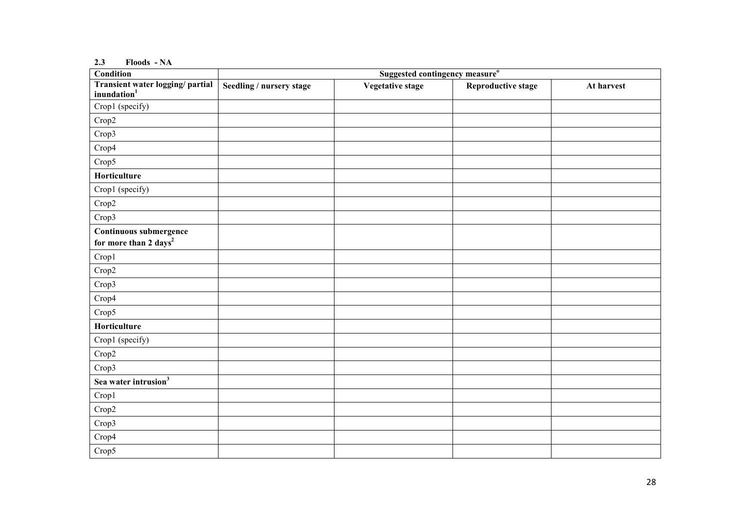### 2.3 Floods - NA

| Condition | Suggested contingency measure[o] | | | |
|---|---|---|---|---|
| **Transient water logging/ partial inundation[1]** | **Seedling / nursery stage** | **Vegetative stage** | **Reproductive stage** | **At harvest** |
| Crop1 (specify) | | | | |
| Crop2 | | | | |
| Crop3 | | | | |
| Crop4 | | | | |
| Crop5 | | | | |
| **Horticulture** | | | | |
| Crop1 (specify) | | | | |
| Crop2 | | | | |
| Crop3 | | | | |
| **Continuous submergence for more than 2 days[2]** | | | | |
| Crop1 | | | | |
| Crop2 | | | | |
| Crop3 | | | | |
| Crop4 | | | | |
| Crop5 | | | | |
| **Horticulture** | | | | |
| Crop1 (specify) | | | | |
| Crop2 | | | | |
| Crop3 | | | | |
| **Sea water intrusion[3]** | | | | |
| Crop1 | | | | |
| Crop2 | | | | |
| Crop3 | | | | |
| Crop4 | | | | |
| Crop5 | | | | |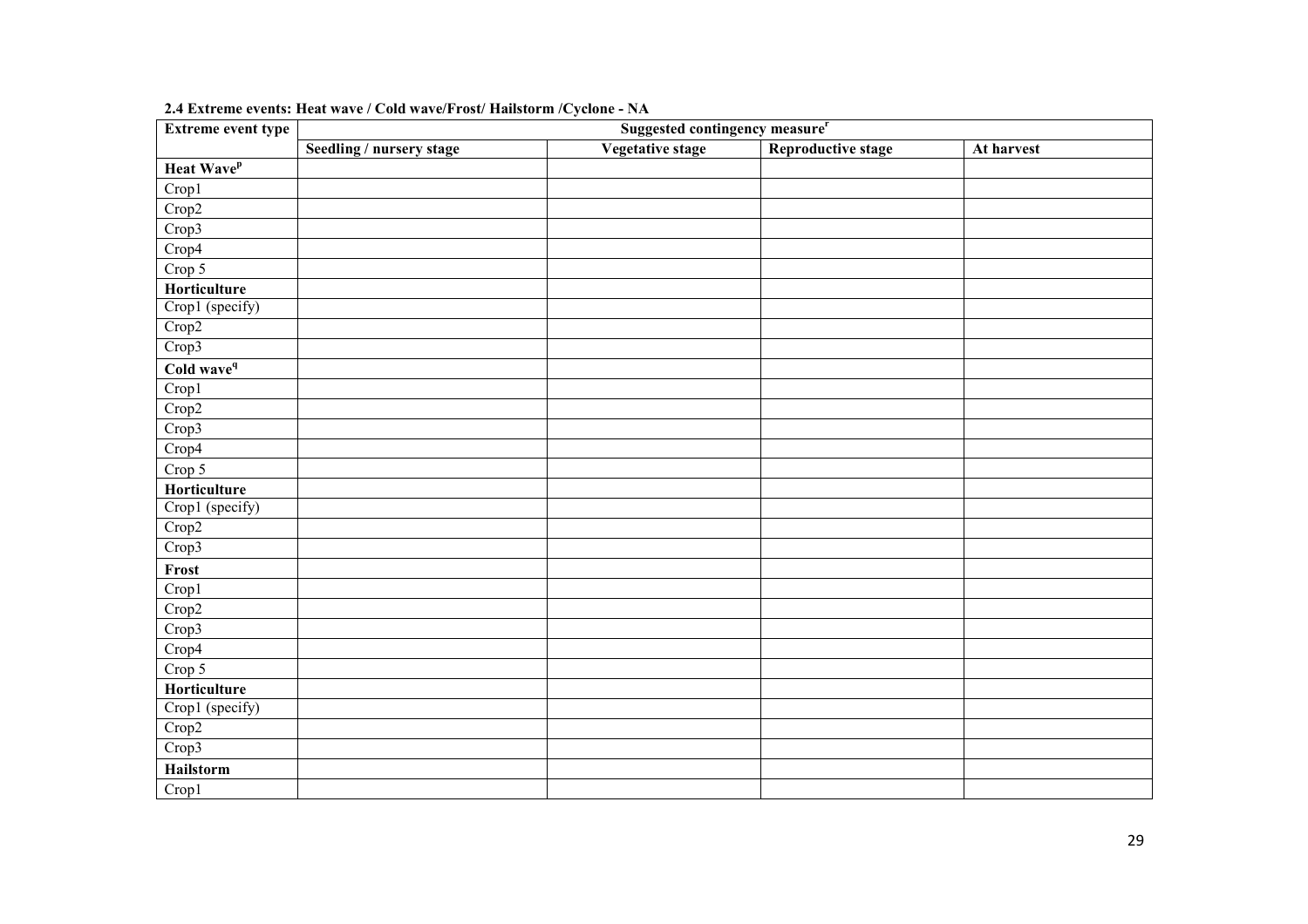**2.4 Extreme events: Heat wave / Cold wave/Frost/ Hailstorm /Cyclone - NA**

| Extreme event type | Suggested contingency measure[r] | | | |
|---|---|---|---|---|
| | Seedling / nursery stage | Vegetative stage | Reproductive stage | At harvest |
| **Heat Wave[p]** | | | | |
| Crop1 | | | | |
| Crop2 | | | | |
| Crop3 | | | | |
| Crop4 | | | | |
| Crop 5 | | | | |
| **Horticulture** | | | | |
| Crop1 (specify) | | | | |
| Crop2 | | | | |
| Crop3 | | | | |
| **Cold wave[q]** | | | | |
| Crop1 | | | | |
| Crop2 | | | | |
| Crop3 | | | | |
| Crop4 | | | | |
| Crop 5 | | | | |
| **Horticulture** | | | | |
| Crop1 (specify) | | | | |
| Crop2 | | | | |
| Crop3 | | | | |
| **Frost** | | | | |
| Crop1 | | | | |
| Crop2 | | | | |
| Crop3 | | | | |
| Crop4 | | | | |
| Crop 5 | | | | |
| **Horticulture** | | | | |
| Crop1 (specify) | | | | |
| Crop2 | | | | |
| Crop3 | | | | |
| **Hailstorm** | | | | |
| Crop1 | | | | |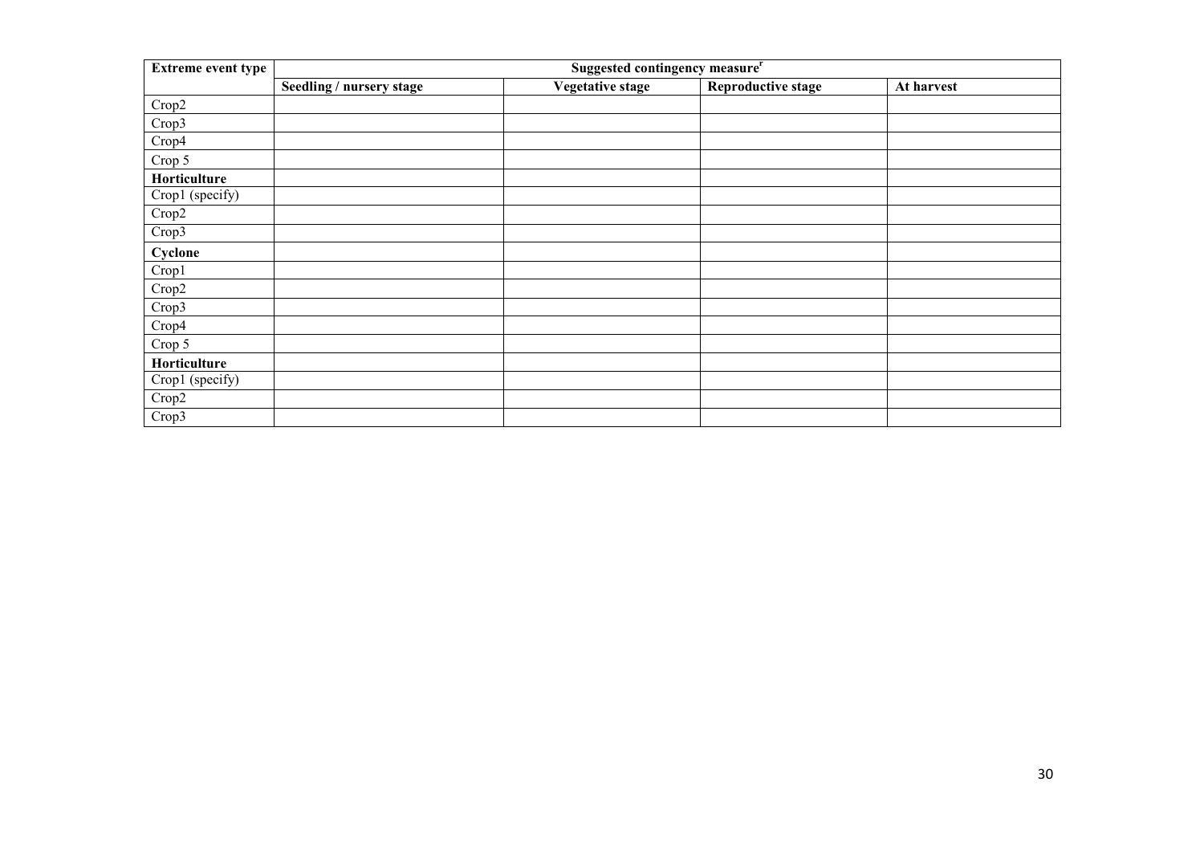| Extreme event type | Suggested contingency measure[r] | | | |
|---|---|---|---|---|
| | Seedling / nursery stage | Vegetative stage | Reproductive stage | At harvest |
| Crop2 | | | | |
| Crop3 | | | | |
| Crop4 | | | | |
| Crop 5 | | | | |
| **Horticulture** | | | | |
| Crop1 (specify) | | | | |
| Crop2 | | | | |
| Crop3 | | | | |
| **Cyclone** | | | | |
| Crop1 | | | | |
| Crop2 | | | | |
| Crop3 | | | | |
| Crop4 | | | | |
| Crop 5 | | | | |
| **Horticulture** | | | | |
| Crop1 (specify) | | | | |
| Crop2 | | | | |
| Crop3 | | | | |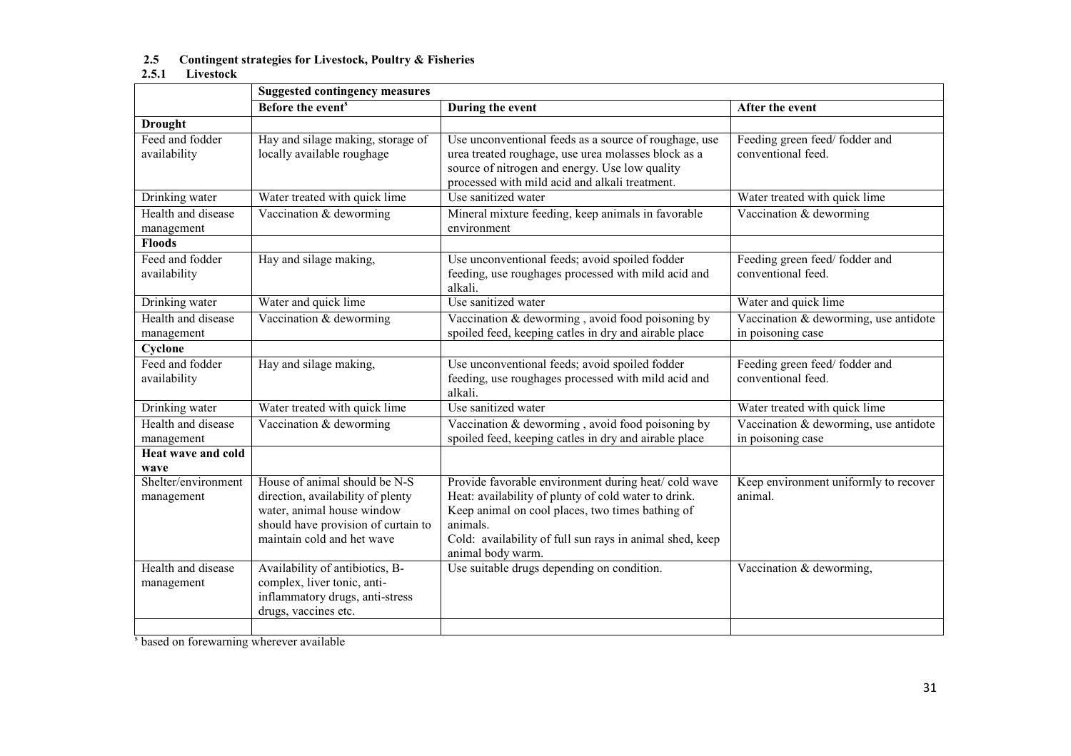## 2.5 Contingent strategies for Livestock, Poultry & Fisheries

### 2.5.1 Livestock

| | Suggested contingency measures | | |
|---|---|---|---|
| | Before the event[s] | During the event | After the event |
| **Drought** | | | |
| Feed and fodder availability | Hay and silage making, storage of locally available roughage | Use unconventional feeds as a source of roughage, use urea treated roughage, use urea molasses block as a source of nitrogen and energy. Use low quality processed with mild acid and alkali treatment. | Feeding green feed/ fodder and conventional feed. |
| Drinking water | Water treated with quick lime | Use sanitized water | Water treated with quick lime |
| Health and disease management | Vaccination & deworming | Mineral mixture feeding, keep animals in favorable environment | Vaccination & deworming |
| **Floods** | | | |
| Feed and fodder availability | Hay and silage making, | Use unconventional feeds; avoid spoiled fodder feeding, use roughages processed with mild acid and alkali. | Feeding green feed/ fodder and conventional feed. |
| Drinking water | Water and quick lime | Use sanitized water | Water and quick lime |
| Health and disease management | Vaccination & deworming | Vaccination & deworming , avoid food poisoning by spoiled feed, keeping catles in dry and airable place | Vaccination & deworming, use antidote in poisoning case |
| **Cyclone** | | | |
| Feed and fodder availability | Hay and silage making, | Use unconventional feeds; avoid spoiled fodder feeding, use roughages processed with mild acid and alkali. | Feeding green feed/ fodder and conventional feed. |
| Drinking water | Water treated with quick lime | Use sanitized water | Water treated with quick lime |
| Health and disease management | Vaccination & deworming | Vaccination & deworming , avoid food poisoning by spoiled feed, keeping catles in dry and airable place | Vaccination & deworming, use antidote in poisoning case |
| **Heat wave and cold wave** | | | |
| Shelter/environment management | House of animal should be N-S direction, availability of plenty water, animal house window should have provision of curtain to maintain cold and het wave | Provide favorable environment during heat/ cold wave Heat: availability of plunty of cold water to drink. Keep animal on cool places, two times bathing of animals. Cold: availability of full sun rays in animal shed, keep animal body warm. | Keep environment uniformly to recover animal. |
| Health and disease management | Availability of antibiotics, B-complex, liver tonic, anti-inflammatory drugs, anti-stress drugs, vaccines etc. | Use suitable drugs depending on condition. | Vaccination & deworming, |
| | | | |

[s] based on forewarning wherever available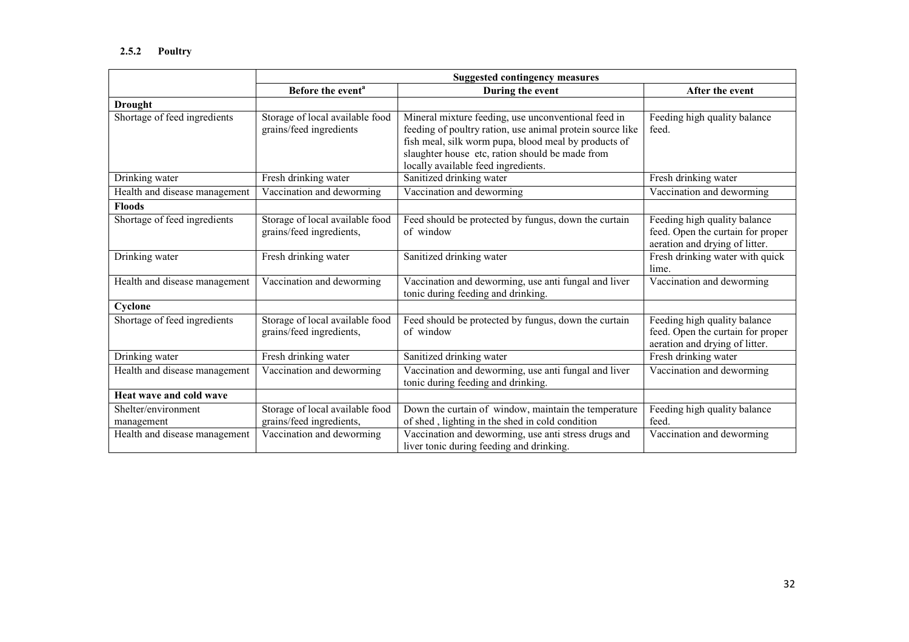### 2.5.2 Poultry

| | Suggested contingency measures | | |
|---|---|---|---|
| | **Before the event[a]** | **During the event** | **After the event** |
| **Drought** | | | |
| Shortage of feed ingredients | Storage of local available food grains/feed ingredients | Mineral mixture feeding, use unconventional feed in feeding of poultry ration, use animal protein source like fish meal, silk worm pupa, blood meal by products of slaughter house etc, ration should be made from locally available feed ingredients. | Feeding high quality balance feed. |
| Drinking water | Fresh drinking water | Sanitized drinking water | Fresh drinking water |
| Health and disease management | Vaccination and deworming | Vaccination and deworming | Vaccination and deworming |
| **Floods** | | | |
| Shortage of feed ingredients | Storage of local available food grains/feed ingredients, | Feed should be protected by fungus, down the curtain of window | Feeding high quality balance feed. Open the curtain for proper aeration and drying of litter. |
| Drinking water | Fresh drinking water | Sanitized drinking water | Fresh drinking water with quick lime. |
| Health and disease management | Vaccination and deworming | Vaccination and deworming, use anti fungal and liver tonic during feeding and drinking. | Vaccination and deworming |
| **Cyclone** | | | |
| Shortage of feed ingredients | Storage of local available food grains/feed ingredients, | Feed should be protected by fungus, down the curtain of window | Feeding high quality balance feed. Open the curtain for proper aeration and drying of litter. |
| Drinking water | Fresh drinking water | Sanitized drinking water | Fresh drinking water |
| Health and disease management | Vaccination and deworming | Vaccination and deworming, use anti fungal and liver tonic during feeding and drinking. | Vaccination and deworming |
| **Heat wave and cold wave** | | | |
| Shelter/environment management | Storage of local available food grains/feed ingredients, | Down the curtain of window, maintain the temperature of shed , lighting in the shed in cold condition | Feeding high quality balance feed. |
| Health and disease management | Vaccination and deworming | Vaccination and deworming, use anti stress drugs and liver tonic during feeding and drinking. | Vaccination and deworming |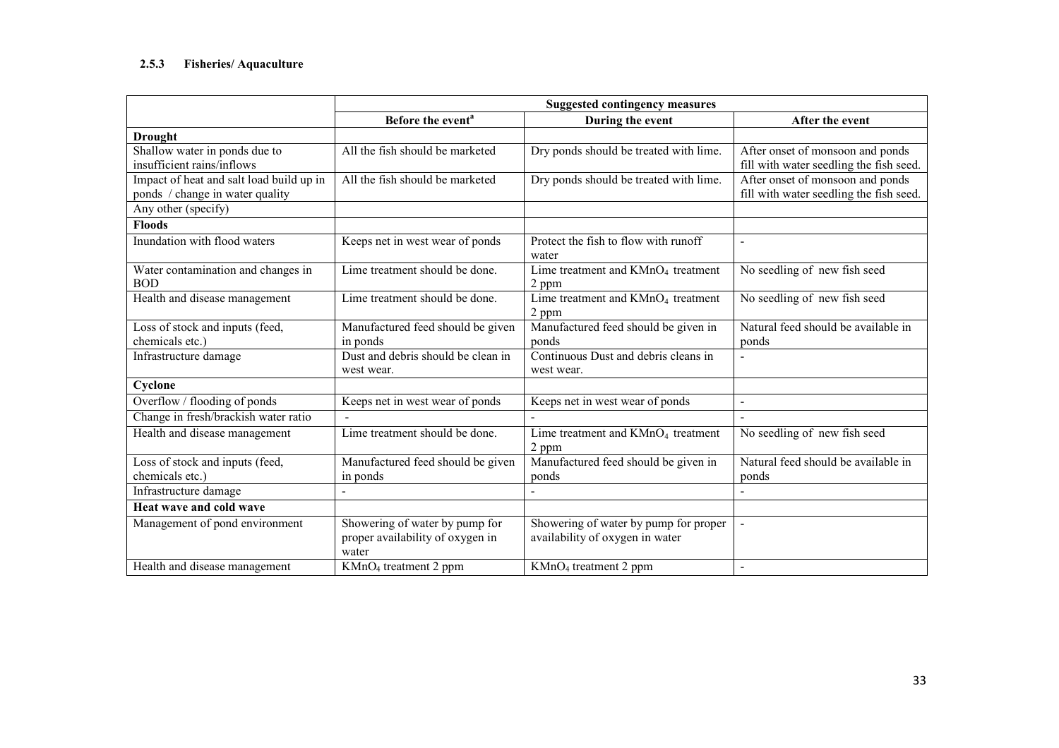### 2.5.3 Fisheries/ Aquaculture

| | Suggested contingency measures | | |
|---|---|---|---|
| | **Before the event[a]** | **During the event** | **After the event** |
| **Drought** | | | |
| Shallow water in ponds due to insufficient rains/inflows | All the fish should be marketed | Dry ponds should be treated with lime. | After onset of monsoon and ponds fill with water seedling the fish seed. |
| Impact of heat and salt load build up in ponds / change in water quality | All the fish should be marketed | Dry ponds should be treated with lime. | After onset of monsoon and ponds fill with water seedling the fish seed. |
| Any other (specify) | | | |
| **Floods** | | | |
| Inundation with flood waters | Keeps net in west wear of ponds | Protect the fish to flow with runoff water | - |
| Water contamination and changes in BOD | Lime treatment should be done. | Lime treatment and $KMnO_4$ treatment 2 ppm | No seedling of new fish seed |
| Health and disease management | Lime treatment should be done. | Lime treatment and $KMnO_4$ treatment 2 ppm | No seedling of new fish seed |
| Loss of stock and inputs (feed, chemicals etc.) | Manufactured feed should be given in ponds | Manufactured feed should be given in ponds | Natural feed should be available in ponds |
| Infrastructure damage | Dust and debris should be clean in west wear. | Continuous Dust and debris cleans in west wear. | - |
| **Cyclone** | | | |
| Overflow / flooding of ponds | Keeps net in west wear of ponds | Keeps net in west wear of ponds | - |
| Change in fresh/brackish water ratio | - | - | - |
| Health and disease management | Lime treatment should be done. | Lime treatment and $KMnO_4$ treatment 2 ppm | No seedling of new fish seed |
| Loss of stock and inputs (feed, chemicals etc.) | Manufactured feed should be given in ponds | Manufactured feed should be given in ponds | Natural feed should be available in ponds |
| Infrastructure damage | - | - | - |
| **Heat wave and cold wave** | | | |
| Management of pond environment | Showering of water by pump for proper availability of oxygen in water | Showering of water by pump for proper availability of oxygen in water | - |
| Health and disease management | $KMnO_4$ treatment 2 ppm | $KMnO_4$ treatment 2 ppm | - |